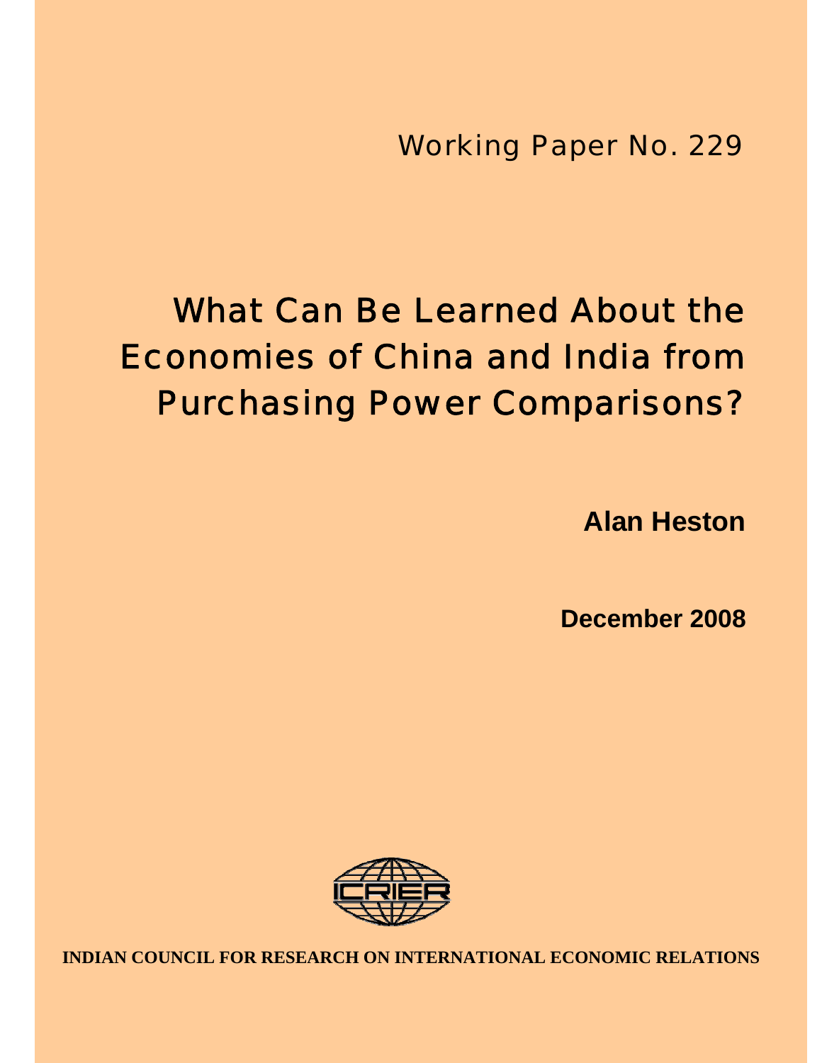Working Paper No. 229

# What Can Be Learned About the Economies of China and India from Purchasing Power Comparisons?

**Alan Heston**

**December 2008**

ICRIER

**INDIAN COUNCIL FOR RESEARCH ON INTERNATIONAL ECONOMIC RELATIONS**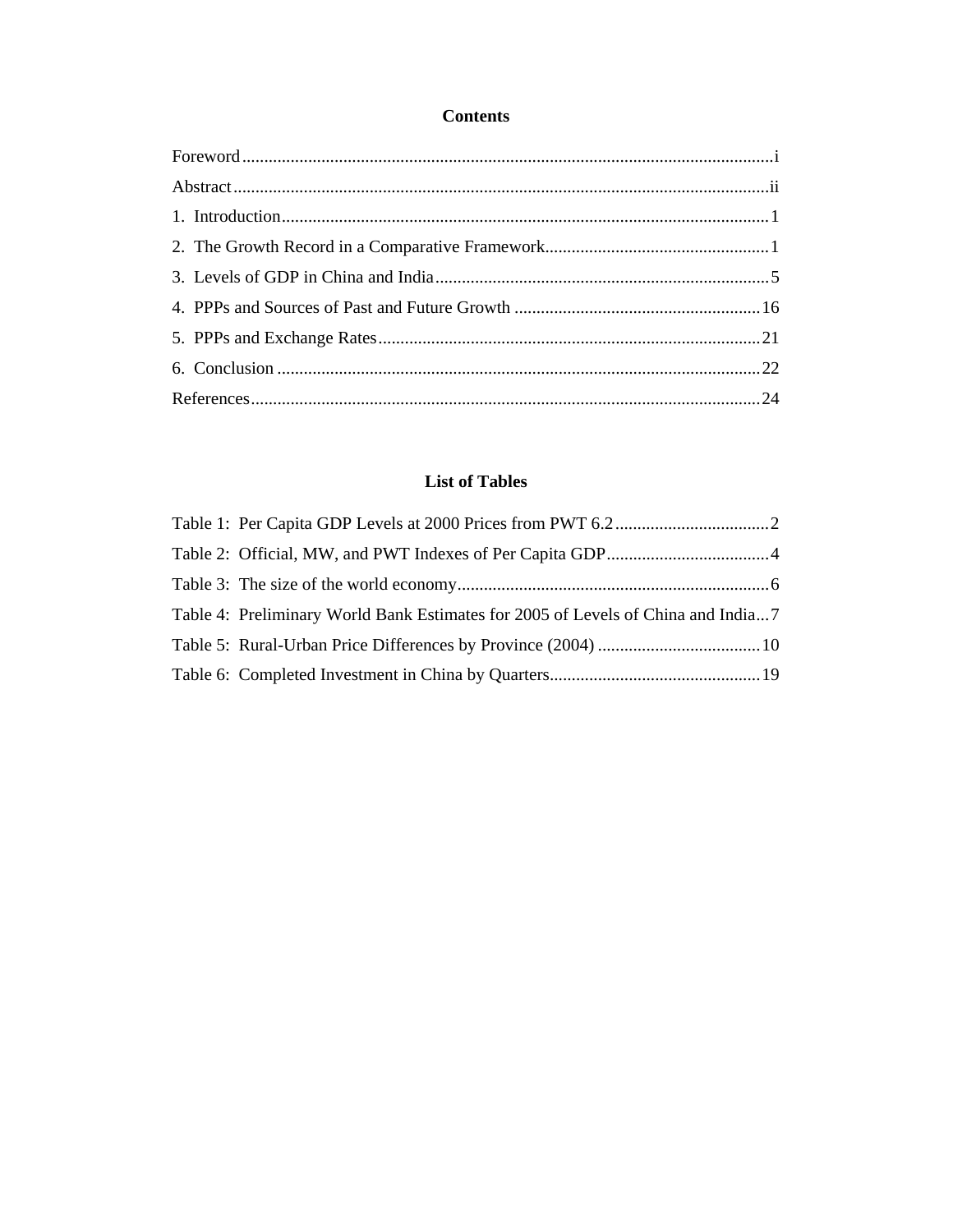## Contents

Foreword ........................................................................................................................i

Abstract .........................................................................................................................ii

1. Introduction ..............................................................................................................1

2. The Growth Record in a Comparative Framework ..................................................1

3. Levels of GDP in China and India ...........................................................................5

4. PPPs and Sources of Past and Future Growth ........................................................16

5. PPPs and Exchange Rates .......................................................................................21

6. Conclusion ..............................................................................................................22

References ....................................................................................................................24

## List of Tables

Table 1: Per Capita GDP Levels at 2000 Prices from PWT 6.2 ...................................2

Table 2: Official, MW, and PWT Indexes of Per Capita GDP .....................................4

Table 3: The size of the world economy ......................................................................6

Table 4: Preliminary World Bank Estimates for 2005 of Levels of China and India ...7

Table 5: Rural-Urban Price Differences by Province (2004) .....................................10

Table 6: Completed Investment in China by Quarters ...............................................19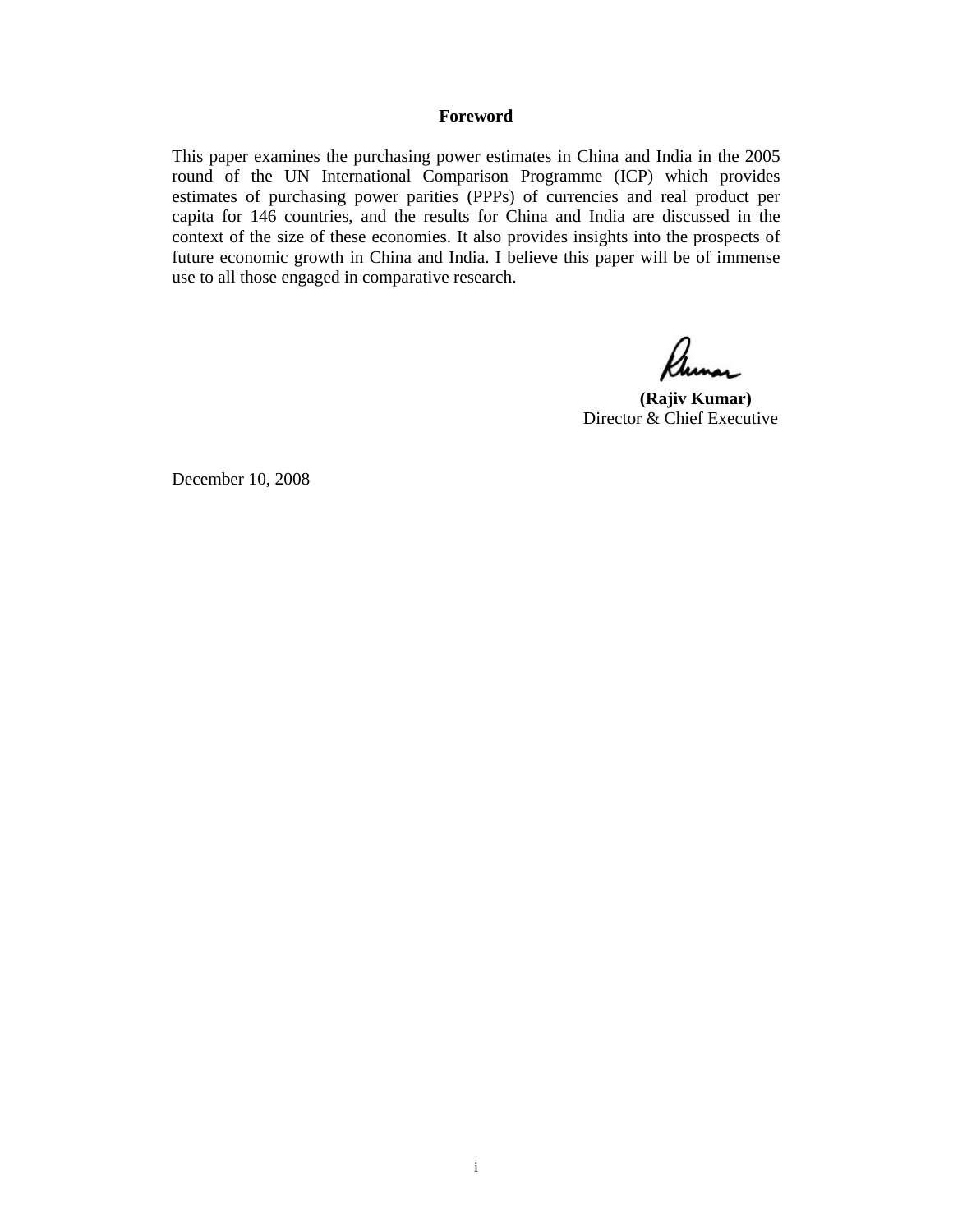# Foreword

This paper examines the purchasing power estimates in China and India in the 2005 round of the UN International Comparison Programme (ICP) which provides estimates of purchasing power parities (PPPs) of currencies and real product per capita for 146 countries, and the results for China and India are discussed in the context of the size of these economies. It also provides insights into the prospects of future economic growth in China and India. I believe this paper will be of immense use to all those engaged in comparative research.

**(Rajiv Kumar)**
Director & Chief Executive

December 10, 2008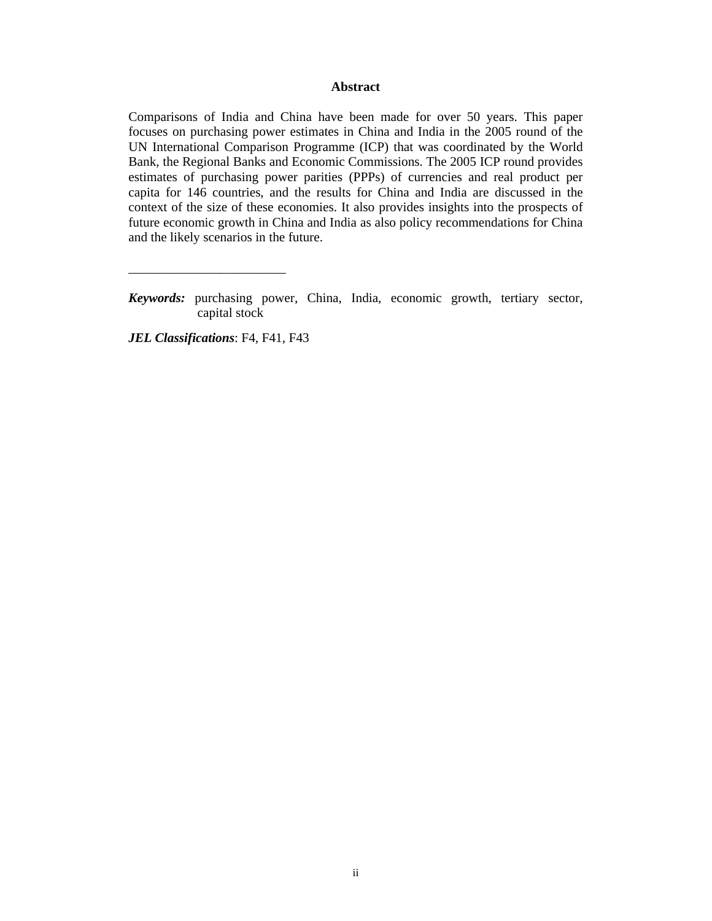## Abstract

Comparisons of India and China have been made for over 50 years. This paper focuses on purchasing power estimates in China and India in the 2005 round of the UN International Comparison Programme (ICP) that was coordinated by the World Bank, the Regional Banks and Economic Commissions. The 2005 ICP round provides estimates of purchasing power parities (PPPs) of currencies and real product per capita for 146 countries, and the results for China and India are discussed in the context of the size of these economies. It also provides insights into the prospects of future economic growth in China and India as also policy recommendations for China and the likely scenarios in the future.

________________________

***Keywords:*** purchasing power, China, India, economic growth, tertiary sector, capital stock

***JEL Classifications***: F4, F41, F43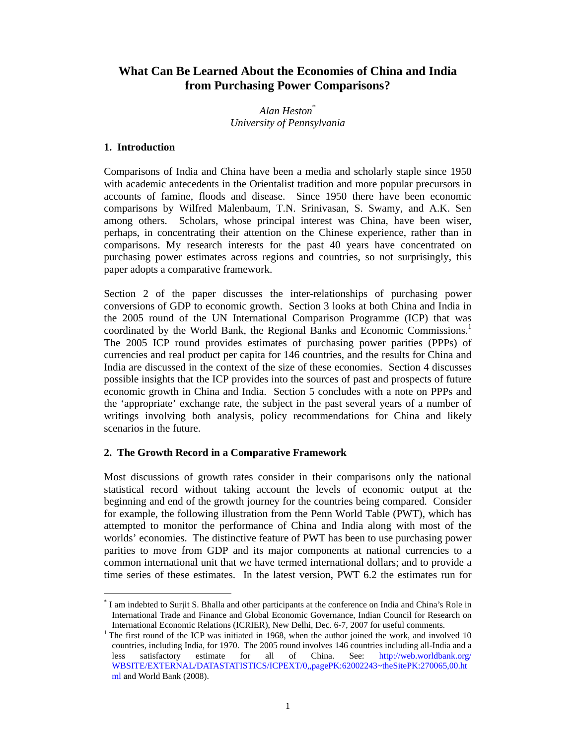# What Can Be Learned About the Economies of China and India from Purchasing Power Comparisons?

*Alan Heston*[*]
*University of Pennsylvania*

## 1. Introduction

Comparisons of India and China have been a media and scholarly staple since 1950 with academic antecedents in the Orientalist tradition and more popular precursors in accounts of famine, floods and disease. Since 1950 there have been economic comparisons by Wilfred Malenbaum, T.N. Srinivasan, S. Swamy, and A.K. Sen among others. Scholars, whose principal interest was China, have been wiser, perhaps, in concentrating their attention on the Chinese experience, rather than in comparisons. My research interests for the past 40 years have concentrated on purchasing power estimates across regions and countries, so not surprisingly, this paper adopts a comparative framework.

Section 2 of the paper discusses the inter-relationships of purchasing power conversions of GDP to economic growth. Section 3 looks at both China and India in the 2005 round of the UN International Comparison Programme (ICP) that was coordinated by the World Bank, the Regional Banks and Economic Commissions.[1] The 2005 ICP round provides estimates of purchasing power parities (PPPs) of currencies and real product per capita for 146 countries, and the results for China and India are discussed in the context of the size of these economies. Section 4 discusses possible insights that the ICP provides into the sources of past and prospects of future economic growth in China and India. Section 5 concludes with a note on PPPs and the 'appropriate' exchange rate, the subject in the past several years of a number of writings involving both analysis, policy recommendations for China and likely scenarios in the future.

## 2. The Growth Record in a Comparative Framework

Most discussions of growth rates consider in their comparisons only the national statistical record without taking account the levels of economic output at the beginning and end of the growth journey for the countries being compared. Consider for example, the following illustration from the Penn World Table (PWT), which has attempted to monitor the performance of China and India along with most of the worlds' economies. The distinctive feature of PWT has been to use purchasing power parities to move from GDP and its major components at national currencies to a common international unit that we have termed international dollars; and to provide a time series of these estimates. In the latest version, PWT 6.2 the estimates run for

---

[*] I am indebted to Surjit S. Bhalla and other participants at the conference on India and China's Role in International Trade and Finance and Global Economic Governance, Indian Council for Research on International Economic Relations (ICRIER), New Delhi, Dec. 6-7, 2007 for useful comments.

[1] The first round of the ICP was initiated in 1968, when the author joined the work, and involved 10 countries, including India, for 1970. The 2005 round involves 146 countries including all-India and a less satisfactory estimate for all of China. See: http://web.worldbank.org/WBSITE/EXTERNAL/DATASTATISTICS/ICPEXT/0,,pagePK:62002243~theSitePK:270065,00.html and World Bank (2008).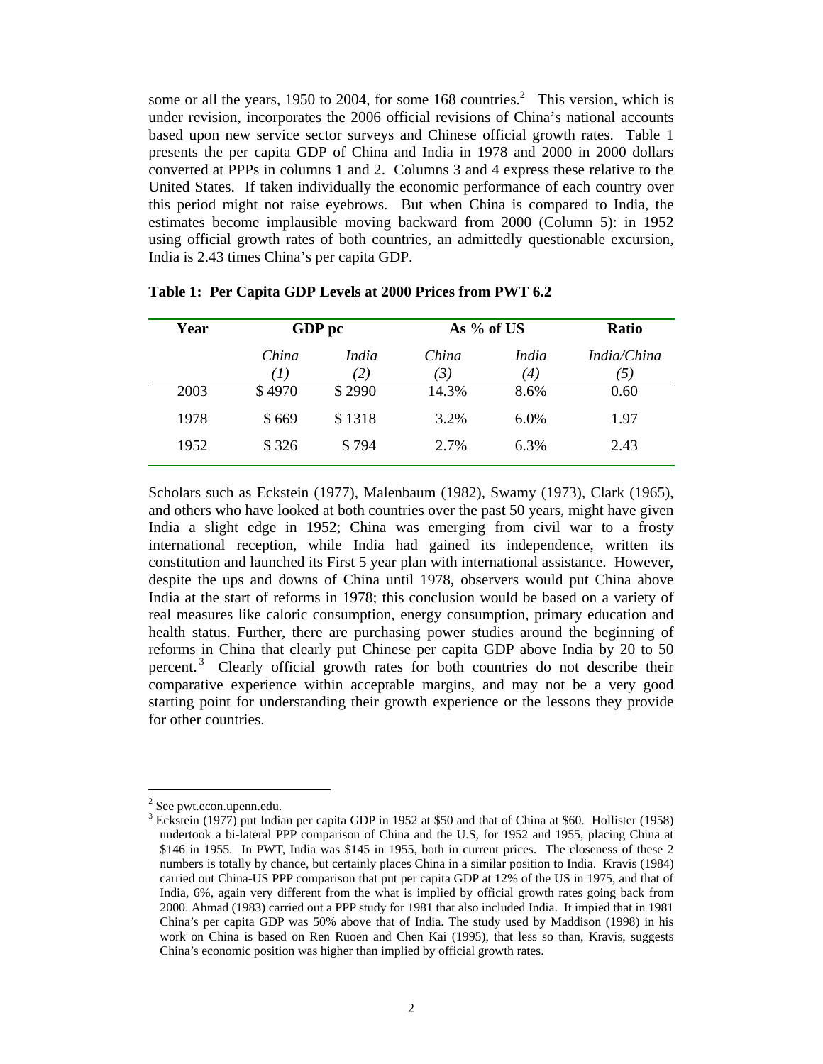some or all the years, 1950 to 2004, for some 168 countries.[2] This version, which is under revision, incorporates the 2006 official revisions of China's national accounts based upon new service sector surveys and Chinese official growth rates. Table 1 presents the per capita GDP of China and India in 1978 and 2000 in 2000 dollars converted at PPPs in columns 1 and 2. Columns 3 and 4 express these relative to the United States. If taken individually the economic performance of each country over this period might not raise eyebrows. But when China is compared to India, the estimates become implausible moving backward from 2000 (Column 5): in 1952 using official growth rates of both countries, an admittedly questionable excursion, India is 2.43 times China's per capita GDP.

**Table 1: Per Capita GDP Levels at 2000 Prices from PWT 6.2**

| Year | GDP pc | | As % of US | | Ratio |
|---|---|---|---|---|---|
| | *China* *(1)* | *India* *(2)* | *China* *(3)* | *India* *(4)* | *India/China* *(5)* |
| 2003 | $ 4970 | $ 2990 | 14.3% | 8.6% | 0.60 |
| 1978 | $ 669 | $ 1318 | 3.2% | 6.0% | 1.97 |
| 1952 | $ 326 | $ 794 | 2.7% | 6.3% | 2.43 |

Scholars such as Eckstein (1977), Malenbaum (1982), Swamy (1973), Clark (1965), and others who have looked at both countries over the past 50 years, might have given India a slight edge in 1952; China was emerging from civil war to a frosty international reception, while India had gained its independence, written its constitution and launched its First 5 year plan with international assistance. However, despite the ups and downs of China until 1978, observers would put China above India at the start of reforms in 1978; this conclusion would be based on a variety of real measures like caloric consumption, energy consumption, primary education and health status. Further, there are purchasing power studies around the beginning of reforms in China that clearly put Chinese per capita GDP above India by 20 to 50 percent.[3] Clearly official growth rates for both countries do not describe their comparative experience within acceptable margins, and may not be a very good starting point for understanding their growth experience or the lessons they provide for other countries.

---

[2] See pwt.econ.upenn.edu.

[3] Eckstein (1977) put Indian per capita GDP in 1952 at $50 and that of China at $60. Hollister (1958) undertook a bi-lateral PPP comparison of China and the U.S, for 1952 and 1955, placing China at $146 in 1955. In PWT, India was $145 in 1955, both in current prices. The closeness of these 2 numbers is totally by chance, but certainly places China in a similar position to India. Kravis (1984) carried out China-US PPP comparison that put per capita GDP at 12% of the US in 1975, and that of India, 6%, again very different from the what is implied by official growth rates going back from 2000. Ahmad (1983) carried out a PPP study for 1981 that also included India. It impied that in 1981 China's per capita GDP was 50% above that of India. The study used by Maddison (1998) in his work on China is based on Ren Ruoen and Chen Kai (1995), that less so than, Kravis, suggests China's economic position was higher than implied by official growth rates.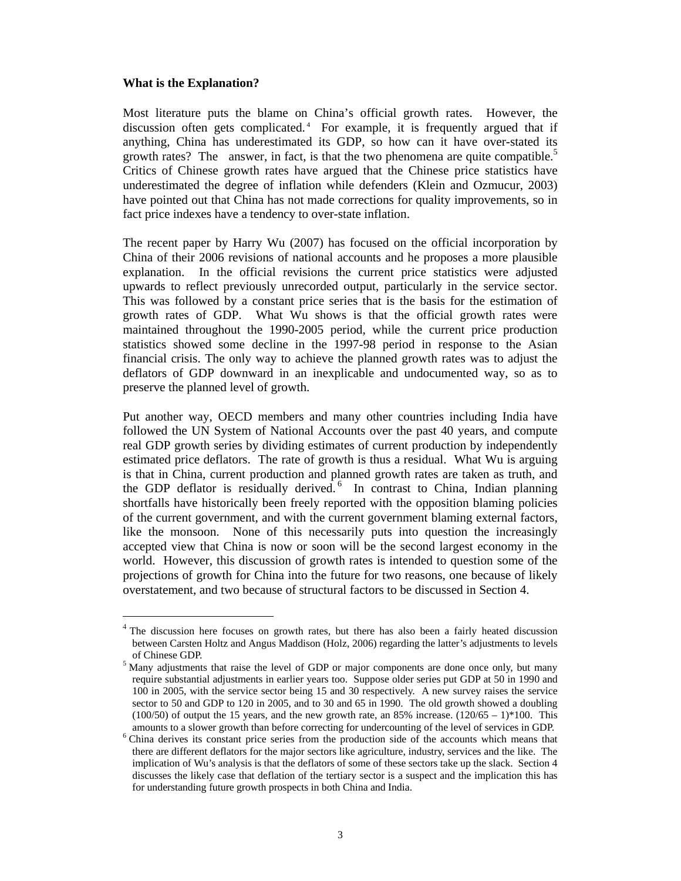**What is the Explanation?**

Most literature puts the blame on China's official growth rates. However, the discussion often gets complicated.[4] For example, it is frequently argued that if anything, China has underestimated its GDP, so how can it have over-stated its growth rates? The answer, in fact, is that the two phenomena are quite compatible.[5] Critics of Chinese growth rates have argued that the Chinese price statistics have underestimated the degree of inflation while defenders (Klein and Ozmucur, 2003) have pointed out that China has not made corrections for quality improvements, so in fact price indexes have a tendency to over-state inflation.

The recent paper by Harry Wu (2007) has focused on the official incorporation by China of their 2006 revisions of national accounts and he proposes a more plausible explanation. In the official revisions the current price statistics were adjusted upwards to reflect previously unrecorded output, particularly in the service sector. This was followed by a constant price series that is the basis for the estimation of growth rates of GDP. What Wu shows is that the official growth rates were maintained throughout the 1990-2005 period, while the current price production statistics showed some decline in the 1997-98 period in response to the Asian financial crisis. The only way to achieve the planned growth rates was to adjust the deflators of GDP downward in an inexplicable and undocumented way, so as to preserve the planned level of growth.

Put another way, OECD members and many other countries including India have followed the UN System of National Accounts over the past 40 years, and compute real GDP growth series by dividing estimates of current production by independently estimated price deflators. The rate of growth is thus a residual. What Wu is arguing is that in China, current production and planned growth rates are taken as truth, and the GDP deflator is residually derived.[6] In contrast to China, Indian planning shortfalls have historically been freely reported with the opposition blaming policies of the current government, and with the current government blaming external factors, like the monsoon. None of this necessarily puts into question the increasingly accepted view that China is now or soon will be the second largest economy in the world. However, this discussion of growth rates is intended to question some of the projections of growth for China into the future for two reasons, one because of likely overstatement, and two because of structural factors to be discussed in Section 4.

---

[4] The discussion here focuses on growth rates, but there has also been a fairly heated discussion between Carsten Holtz and Angus Maddison (Holz, 2006) regarding the latter's adjustments to levels of Chinese GDP.

[5] Many adjustments that raise the level of GDP or major components are done once only, but many require substantial adjustments in earlier years too. Suppose older series put GDP at 50 in 1990 and 100 in 2005, with the service sector being 15 and 30 respectively. A new survey raises the service sector to 50 and GDP to 120 in 2005, and to 30 and 65 in 1990. The old growth showed a doubling (100/50) of output the 15 years, and the new growth rate, an 85% increase. $(120/65 - 1)*100$. This amounts to a slower growth than before correcting for undercounting of the level of services in GDP.

[6] China derives its constant price series from the production side of the accounts which means that there are different deflators for the major sectors like agriculture, industry, services and the like. The implication of Wu's analysis is that the deflators of some of these sectors take up the slack. Section 4 discusses the likely case that deflation of the tertiary sector is a suspect and the implication this has for understanding future growth prospects in both China and India.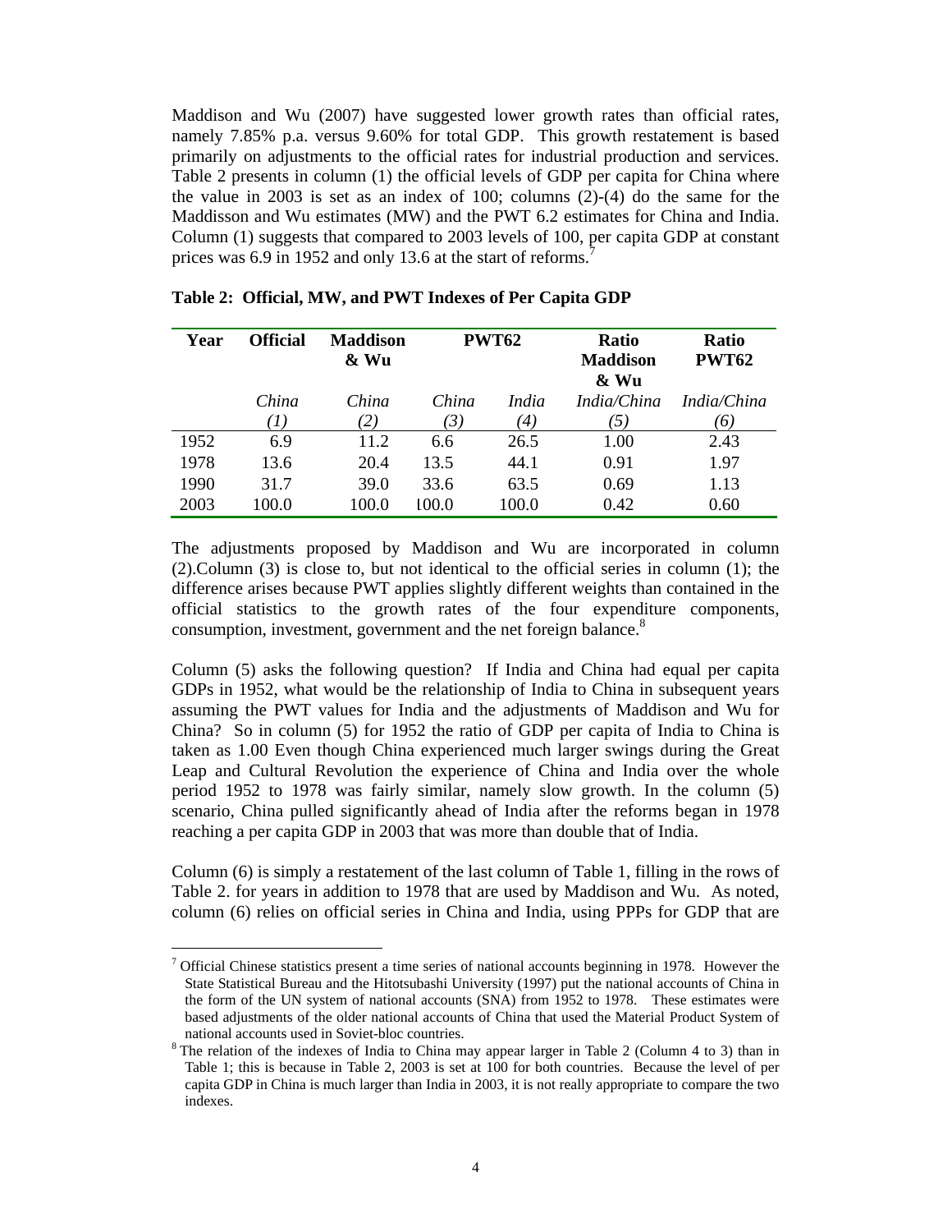Maddison and Wu (2007) have suggested lower growth rates than official rates, namely 7.85% p.a. versus 9.60% for total GDP. This growth restatement is based primarily on adjustments to the official rates for industrial production and services. Table 2 presents in column (1) the official levels of GDP per capita for China where the value in 2003 is set as an index of 100; columns (2)-(4) do the same for the Maddisson and Wu estimates (MW) and the PWT 6.2 estimates for China and India. Column (1) suggests that compared to 2003 levels of 100, per capita GDP at constant prices was 6.9 in 1952 and only 13.6 at the start of reforms.[7]

**Table 2: Official, MW, and PWT Indexes of Per Capita GDP**

| Year | Official | Maddison & Wu | PWT62 | | Ratio Maddison & Wu | Ratio PWT62 |
|---|---|---|---|---|---|---|
| | *China* | *China* | *China* | *India* | *India/China* | *India/China* |
| | *(1)* | *(2)* | *(3)* | *(4)* | *(5)* | *(6)* |
| 1952 | 6.9 | 11.2 | 6.6 | 26.5 | 1.00 | 2.43 |
| 1978 | 13.6 | 20.4 | 13.5 | 44.1 | 0.91 | 1.97 |
| 1990 | 31.7 | 39.0 | 33.6 | 63.5 | 0.69 | 1.13 |
| 2003 | 100.0 | 100.0 | 100.0 | 100.0 | 0.42 | 0.60 |

The adjustments proposed by Maddison and Wu are incorporated in column (2).Column (3) is close to, but not identical to the official series in column (1); the difference arises because PWT applies slightly different weights than contained in the official statistics to the growth rates of the four expenditure components, consumption, investment, government and the net foreign balance.[8]

Column (5) asks the following question? If India and China had equal per capita GDPs in 1952, what would be the relationship of India to China in subsequent years assuming the PWT values for India and the adjustments of Maddison and Wu for China? So in column (5) for 1952 the ratio of GDP per capita of India to China is taken as 1.00 Even though China experienced much larger swings during the Great Leap and Cultural Revolution the experience of China and India over the whole period 1952 to 1978 was fairly similar, namely slow growth. In the column (5) scenario, China pulled significantly ahead of India after the reforms began in 1978 reaching a per capita GDP in 2003 that was more than double that of India.

Column (6) is simply a restatement of the last column of Table 1, filling in the rows of Table 2. for years in addition to 1978 that are used by Maddison and Wu. As noted, column (6) relies on official series in China and India, using PPPs for GDP that are

---

[7] Official Chinese statistics present a time series of national accounts beginning in 1978. However the State Statistical Bureau and the Hitotsubashi University (1997) put the national accounts of China in the form of the UN system of national accounts (SNA) from 1952 to 1978. These estimates were based adjustments of the older national accounts of China that used the Material Product System of national accounts used in Soviet-bloc countries.

[8] The relation of the indexes of India to China may appear larger in Table 2 (Column 4 to 3) than in Table 1; this is because in Table 2, 2003 is set at 100 for both countries. Because the level of per capita GDP in China is much larger than India in 2003, it is not really appropriate to compare the two indexes.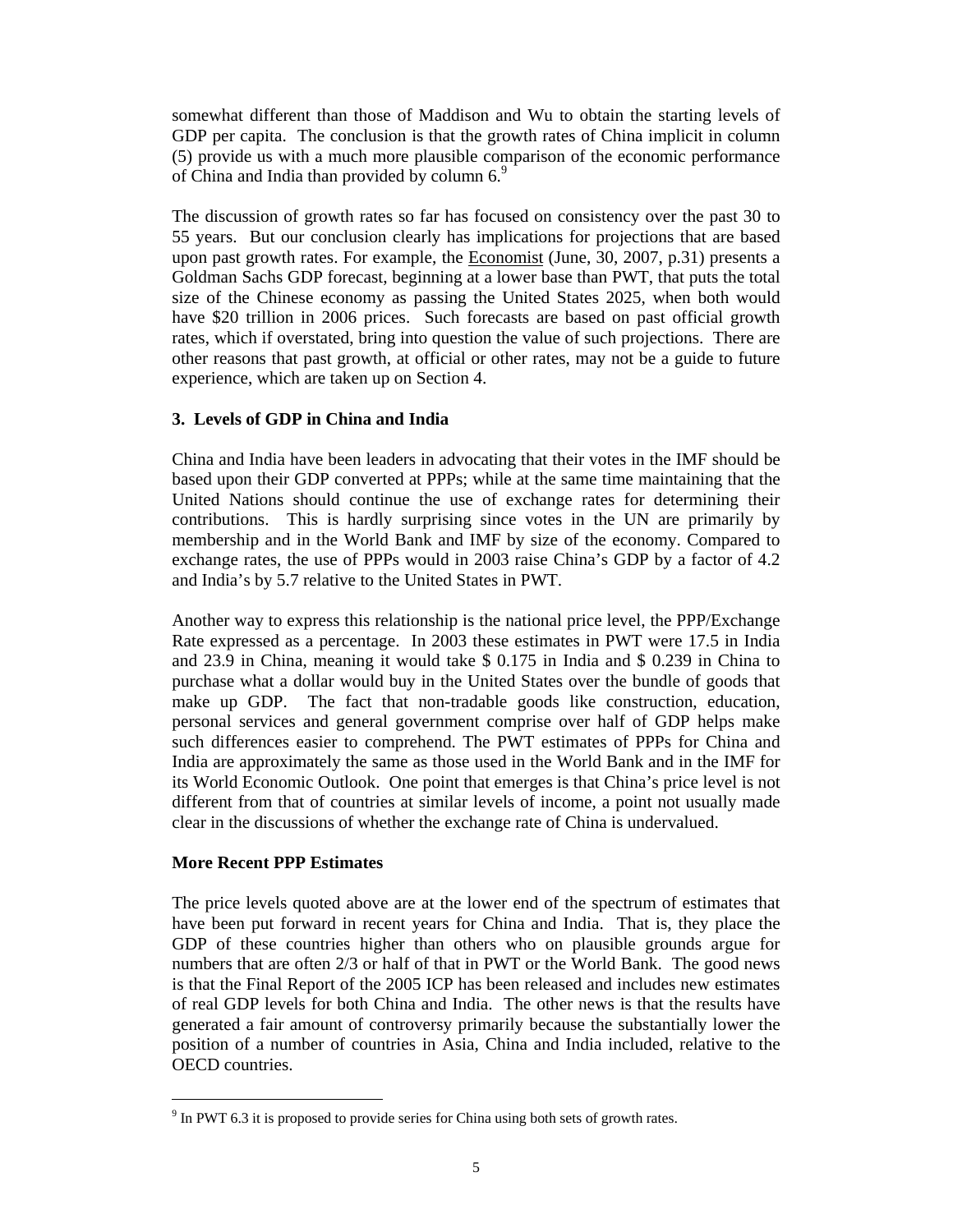somewhat different than those of Maddison and Wu to obtain the starting levels of GDP per capita. The conclusion is that the growth rates of China implicit in column (5) provide us with a much more plausible comparison of the economic performance of China and India than provided by column 6.[9]

The discussion of growth rates so far has focused on consistency over the past 30 to 55 years. But our conclusion clearly has implications for projections that are based upon past growth rates. For example, the Economist (June, 30, 2007, p.31) presents a Goldman Sachs GDP forecast, beginning at a lower base than PWT, that puts the total size of the Chinese economy as passing the United States 2025, when both would have \$20 trillion in 2006 prices. Such forecasts are based on past official growth rates, which if overstated, bring into question the value of such projections. There are other reasons that past growth, at official or other rates, may not be a guide to future experience, which are taken up on Section 4.

### 3. Levels of GDP in China and India

China and India have been leaders in advocating that their votes in the IMF should be based upon their GDP converted at PPPs; while at the same time maintaining that the United Nations should continue the use of exchange rates for determining their contributions. This is hardly surprising since votes in the UN are primarily by membership and in the World Bank and IMF by size of the economy. Compared to exchange rates, the use of PPPs would in 2003 raise China's GDP by a factor of 4.2 and India's by 5.7 relative to the United States in PWT.

Another way to express this relationship is the national price level, the PPP/Exchange Rate expressed as a percentage. In 2003 these estimates in PWT were 17.5 in India and 23.9 in China, meaning it would take \$ 0.175 in India and \$ 0.239 in China to purchase what a dollar would buy in the United States over the bundle of goods that make up GDP. The fact that non-tradable goods like construction, education, personal services and general government comprise over half of GDP helps make such differences easier to comprehend. The PWT estimates of PPPs for China and India are approximately the same as those used in the World Bank and in the IMF for its World Economic Outlook. One point that emerges is that China's price level is not different from that of countries at similar levels of income, a point not usually made clear in the discussions of whether the exchange rate of China is undervalued.

### More Recent PPP Estimates

The price levels quoted above are at the lower end of the spectrum of estimates that have been put forward in recent years for China and India. That is, they place the GDP of these countries higher than others who on plausible grounds argue for numbers that are often 2/3 or half of that in PWT or the World Bank. The good news is that the Final Report of the 2005 ICP has been released and includes new estimates of real GDP levels for both China and India. The other news is that the results have generated a fair amount of controversy primarily because the substantially lower the position of a number of countries in Asia, China and India included, relative to the OECD countries.

---

[9] In PWT 6.3 it is proposed to provide series for China using both sets of growth rates.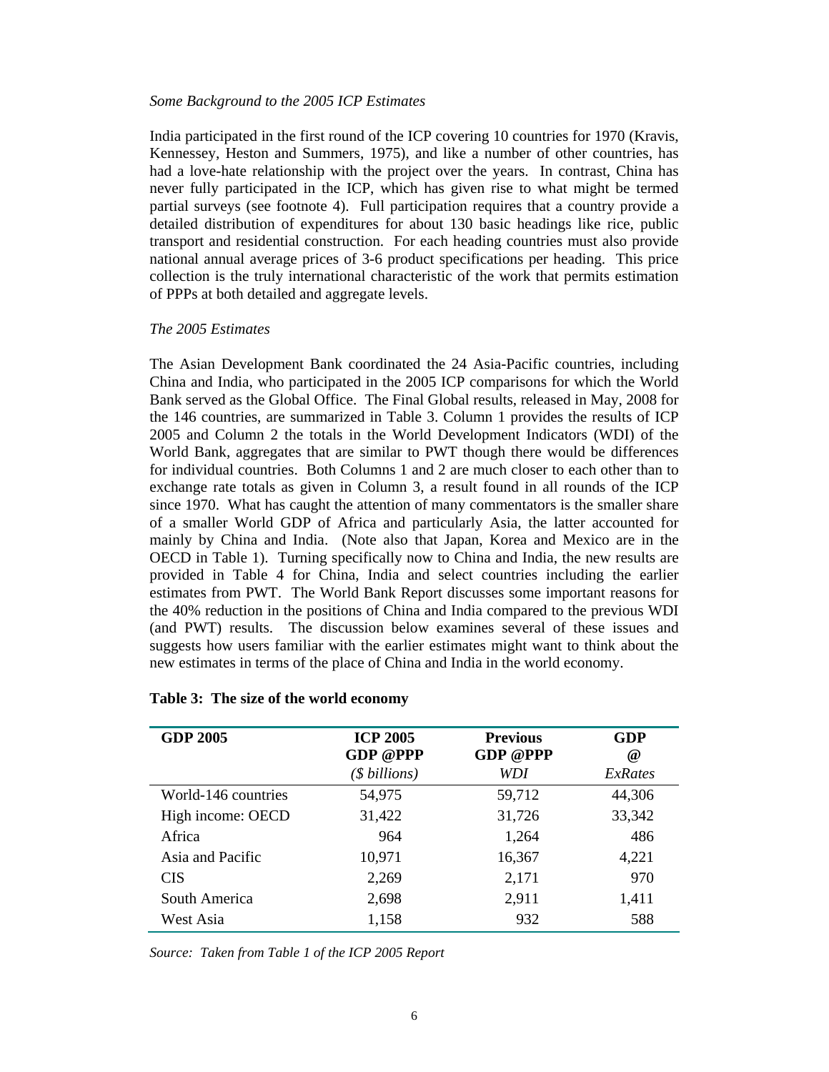*Some Background to the 2005 ICP Estimates*

India participated in the first round of the ICP covering 10 countries for 1970 (Kravis, Kennessey, Heston and Summers, 1975), and like a number of other countries, has had a love-hate relationship with the project over the years. In contrast, China has never fully participated in the ICP, which has given rise to what might be termed partial surveys (see footnote 4). Full participation requires that a country provide a detailed distribution of expenditures for about 130 basic headings like rice, public transport and residential construction. For each heading countries must also provide national annual average prices of 3-6 product specifications per heading. This price collection is the truly international characteristic of the work that permits estimation of PPPs at both detailed and aggregate levels.

*The 2005 Estimates*

The Asian Development Bank coordinated the 24 Asia-Pacific countries, including China and India, who participated in the 2005 ICP comparisons for which the World Bank served as the Global Office. The Final Global results, released in May, 2008 for the 146 countries, are summarized in Table 3. Column 1 provides the results of ICP 2005 and Column 2 the totals in the World Development Indicators (WDI) of the World Bank, aggregates that are similar to PWT though there would be differences for individual countries. Both Columns 1 and 2 are much closer to each other than to exchange rate totals as given in Column 3, a result found in all rounds of the ICP since 1970. What has caught the attention of many commentators is the smaller share of a smaller World GDP of Africa and particularly Asia, the latter accounted for mainly by China and India. (Note also that Japan, Korea and Mexico are in the OECD in Table 1). Turning specifically now to China and India, the new results are provided in Table 4 for China, India and select countries including the earlier estimates from PWT. The World Bank Report discusses some important reasons for the 40% reduction in the positions of China and India compared to the previous WDI (and PWT) results. The discussion below examines several of these issues and suggests how users familiar with the earlier estimates might want to think about the new estimates in terms of the place of China and India in the world economy.

**Table 3: The size of the world economy**

| GDP 2005 | ICP 2005 GDP @PPP *($ billions)* | Previous GDP @PPP *WDI* | GDP @ *ExRates* |
|---|---|---|---|
| World-146 countries | 54,975 | 59,712 | 44,306 |
| High income: OECD | 31,422 | 31,726 | 33,342 |
| Africa | 964 | 1,264 | 486 |
| Asia and Pacific | 10,971 | 16,367 | 4,221 |
| CIS | 2,269 | 2,171 | 970 |
| South America | 2,698 | 2,911 | 1,411 |
| West Asia | 1,158 | 932 | 588 |

*Source: Taken from Table 1 of the ICP 2005 Report*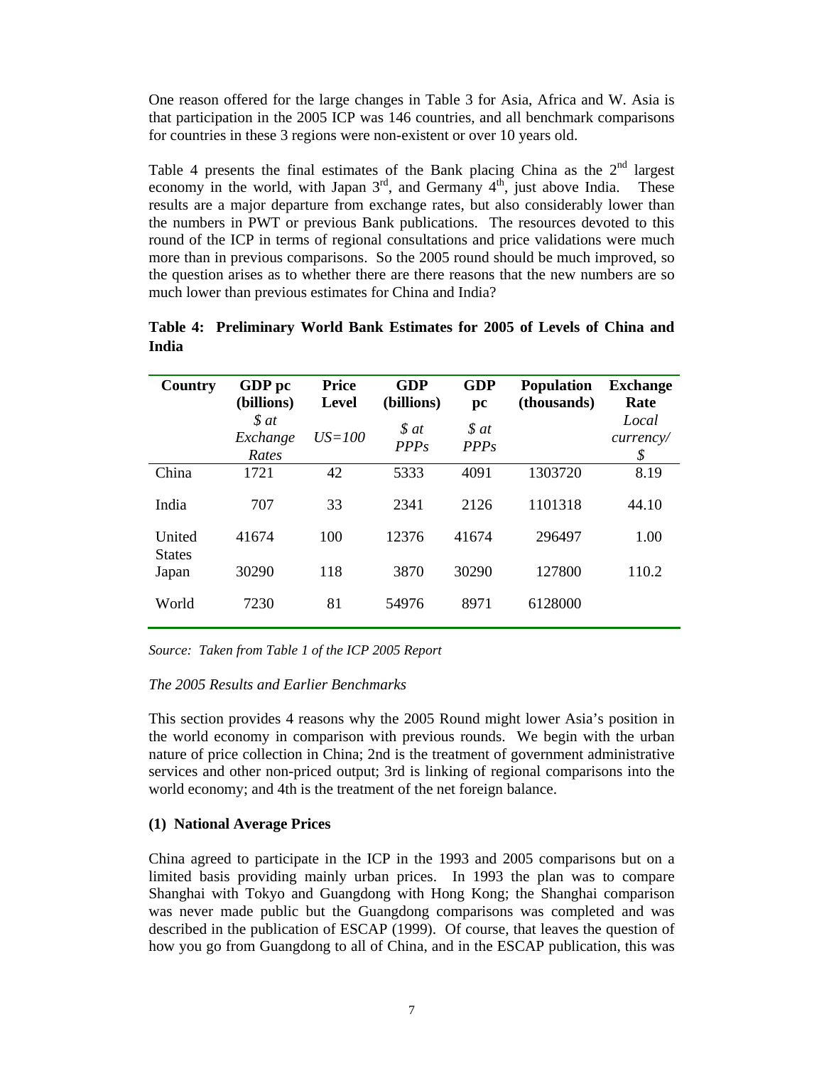One reason offered for the large changes in Table 3 for Asia, Africa and W. Asia is that participation in the 2005 ICP was 146 countries, and all benchmark comparisons for countries in these 3 regions were non-existent or over 10 years old.

Table 4 presents the final estimates of the Bank placing China as the 2nd largest economy in the world, with Japan 3rd, and Germany 4th, just above India. These results are a major departure from exchange rates, but also considerably lower than the numbers in PWT or previous Bank publications. The resources devoted to this round of the ICP in terms of regional consultations and price validations were much more than in previous comparisons. So the 2005 round should be much improved, so the question arises as to whether there are there reasons that the new numbers are so much lower than previous estimates for China and India?

**Table 4: Preliminary World Bank Estimates for 2005 of Levels of China and India**

| Country | GDP pc (billions) *$ at Exchange Rates* | Price Level *US=100* | GDP (billions) *$ at PPPs* | GDP pc *$ at PPPs* | Population (thousands) | Exchange Rate *Local currency/ $* |
|---|---|---|---|---|---|---|
| China | 1721 | 42 | 5333 | 4091 | 1303720 | 8.19 |
| India | 707 | 33 | 2341 | 2126 | 1101318 | 44.10 |
| United States | 41674 | 100 | 12376 | 41674 | 296497 | 1.00 |
| Japan | 30290 | 118 | 3870 | 30290 | 127800 | 110.2 |
| World | 7230 | 81 | 54976 | 8971 | 6128000 | |

*Source: Taken from Table 1 of the ICP 2005 Report*

*The 2005 Results and Earlier Benchmarks*

This section provides 4 reasons why the 2005 Round might lower Asia's position in the world economy in comparison with previous rounds. We begin with the urban nature of price collection in China; 2nd is the treatment of government administrative services and other non-priced output; 3rd is linking of regional comparisons into the world economy; and 4th is the treatment of the net foreign balance.

**(1) National Average Prices**

China agreed to participate in the ICP in the 1993 and 2005 comparisons but on a limited basis providing mainly urban prices. In 1993 the plan was to compare Shanghai with Tokyo and Guangdong with Hong Kong; the Shanghai comparison was never made public but the Guangdong comparisons was completed and was described in the publication of ESCAP (1999). Of course, that leaves the question of how you go from Guangdong to all of China, and in the ESCAP publication, this was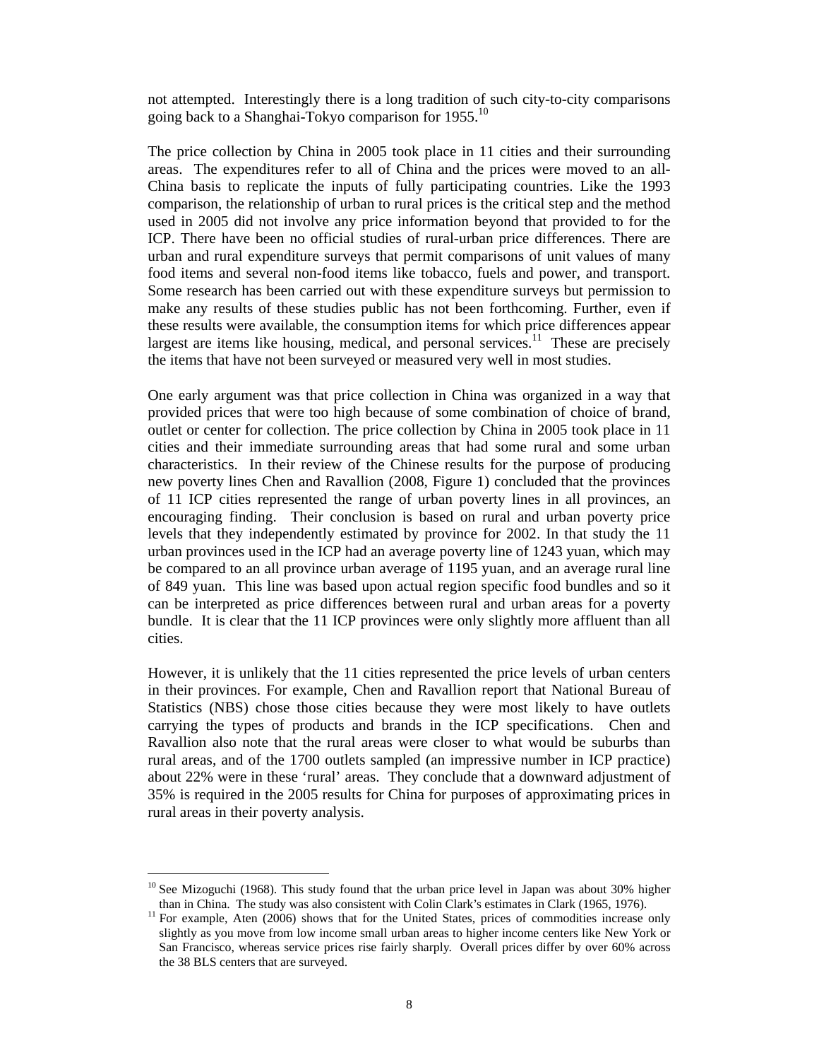not attempted. Interestingly there is a long tradition of such city-to-city comparisons going back to a Shanghai-Tokyo comparison for 1955.[10]

The price collection by China in 2005 took place in 11 cities and their surrounding areas. The expenditures refer to all of China and the prices were moved to an all-China basis to replicate the inputs of fully participating countries. Like the 1993 comparison, the relationship of urban to rural prices is the critical step and the method used in 2005 did not involve any price information beyond that provided to for the ICP. There have been no official studies of rural-urban price differences. There are urban and rural expenditure surveys that permit comparisons of unit values of many food items and several non-food items like tobacco, fuels and power, and transport. Some research has been carried out with these expenditure surveys but permission to make any results of these studies public has not been forthcoming. Further, even if these results were available, the consumption items for which price differences appear largest are items like housing, medical, and personal services.[11] These are precisely the items that have not been surveyed or measured very well in most studies.

One early argument was that price collection in China was organized in a way that provided prices that were too high because of some combination of choice of brand, outlet or center for collection. The price collection by China in 2005 took place in 11 cities and their immediate surrounding areas that had some rural and some urban characteristics. In their review of the Chinese results for the purpose of producing new poverty lines Chen and Ravallion (2008, Figure 1) concluded that the provinces of 11 ICP cities represented the range of urban poverty lines in all provinces, an encouraging finding. Their conclusion is based on rural and urban poverty price levels that they independently estimated by province for 2002. In that study the 11 urban provinces used in the ICP had an average poverty line of 1243 yuan, which may be compared to an all province urban average of 1195 yuan, and an average rural line of 849 yuan. This line was based upon actual region specific food bundles and so it can be interpreted as price differences between rural and urban areas for a poverty bundle. It is clear that the 11 ICP provinces were only slightly more affluent than all cities.

However, it is unlikely that the 11 cities represented the price levels of urban centers in their provinces. For example, Chen and Ravallion report that National Bureau of Statistics (NBS) chose those cities because they were most likely to have outlets carrying the types of products and brands in the ICP specifications. Chen and Ravallion also note that the rural areas were closer to what would be suburbs than rural areas, and of the 1700 outlets sampled (an impressive number in ICP practice) about 22% were in these 'rural' areas. They conclude that a downward adjustment of 35% is required in the 2005 results for China for purposes of approximating prices in rural areas in their poverty analysis.

---

[10] See Mizoguchi (1968). This study found that the urban price level in Japan was about 30% higher than in China. The study was also consistent with Colin Clark's estimates in Clark (1965, 1976).

[11] For example, Aten (2006) shows that for the United States, prices of commodities increase only slightly as you move from low income small urban areas to higher income centers like New York or San Francisco, whereas service prices rise fairly sharply. Overall prices differ by over 60% across the 38 BLS centers that are surveyed.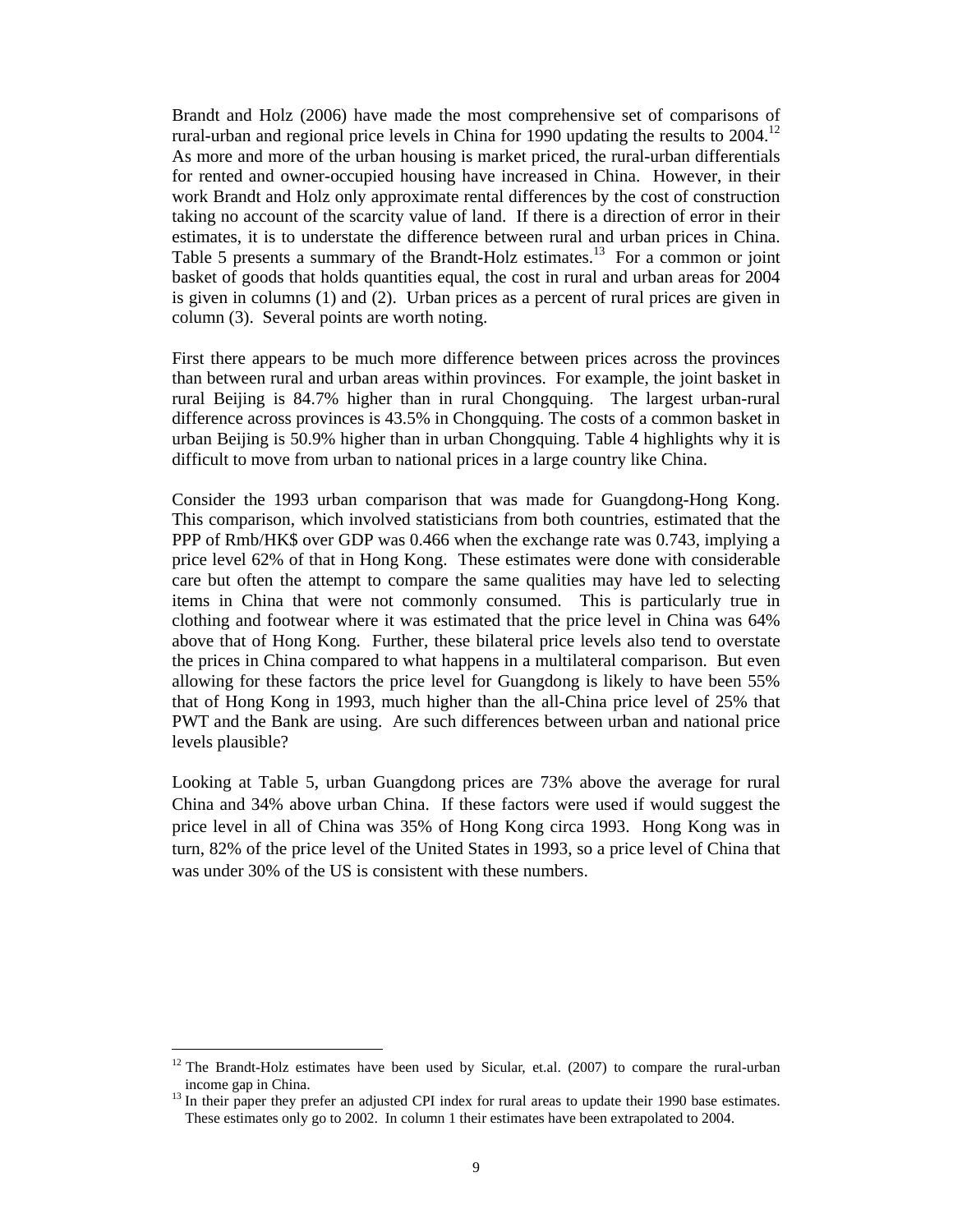Brandt and Holz (2006) have made the most comprehensive set of comparisons of rural-urban and regional price levels in China for 1990 updating the results to 2004.[12] As more and more of the urban housing is market priced, the rural-urban differentials for rented and owner-occupied housing have increased in China. However, in their work Brandt and Holz only approximate rental differences by the cost of construction taking no account of the scarcity value of land. If there is a direction of error in their estimates, it is to understate the difference between rural and urban prices in China. Table 5 presents a summary of the Brandt-Holz estimates.[13] For a common or joint basket of goods that holds quantities equal, the cost in rural and urban areas for 2004 is given in columns (1) and (2). Urban prices as a percent of rural prices are given in column (3). Several points are worth noting.

First there appears to be much more difference between prices across the provinces than between rural and urban areas within provinces. For example, the joint basket in rural Beijing is 84.7% higher than in rural Chongquing. The largest urban-rural difference across provinces is 43.5% in Chongquing. The costs of a common basket in urban Beijing is 50.9% higher than in urban Chongquing. Table 4 highlights why it is difficult to move from urban to national prices in a large country like China.

Consider the 1993 urban comparison that was made for Guangdong-Hong Kong. This comparison, which involved statisticians from both countries, estimated that the PPP of Rmb/HK$ over GDP was 0.466 when the exchange rate was 0.743, implying a price level 62% of that in Hong Kong. These estimates were done with considerable care but often the attempt to compare the same qualities may have led to selecting items in China that were not commonly consumed. This is particularly true in clothing and footwear where it was estimated that the price level in China was 64% above that of Hong Kong. Further, these bilateral price levels also tend to overstate the prices in China compared to what happens in a multilateral comparison. But even allowing for these factors the price level for Guangdong is likely to have been 55% that of Hong Kong in 1993, much higher than the all-China price level of 25% that PWT and the Bank are using. Are such differences between urban and national price levels plausible?

Looking at Table 5, urban Guangdong prices are 73% above the average for rural China and 34% above urban China. If these factors were used if would suggest the price level in all of China was 35% of Hong Kong circa 1993. Hong Kong was in turn, 82% of the price level of the United States in 1993, so a price level of China that was under 30% of the US is consistent with these numbers.

---

[12] The Brandt-Holz estimates have been used by Sicular, et.al. (2007) to compare the rural-urban income gap in China.

[13] In their paper they prefer an adjusted CPI index for rural areas to update their 1990 base estimates. These estimates only go to 2002. In column 1 their estimates have been extrapolated to 2004.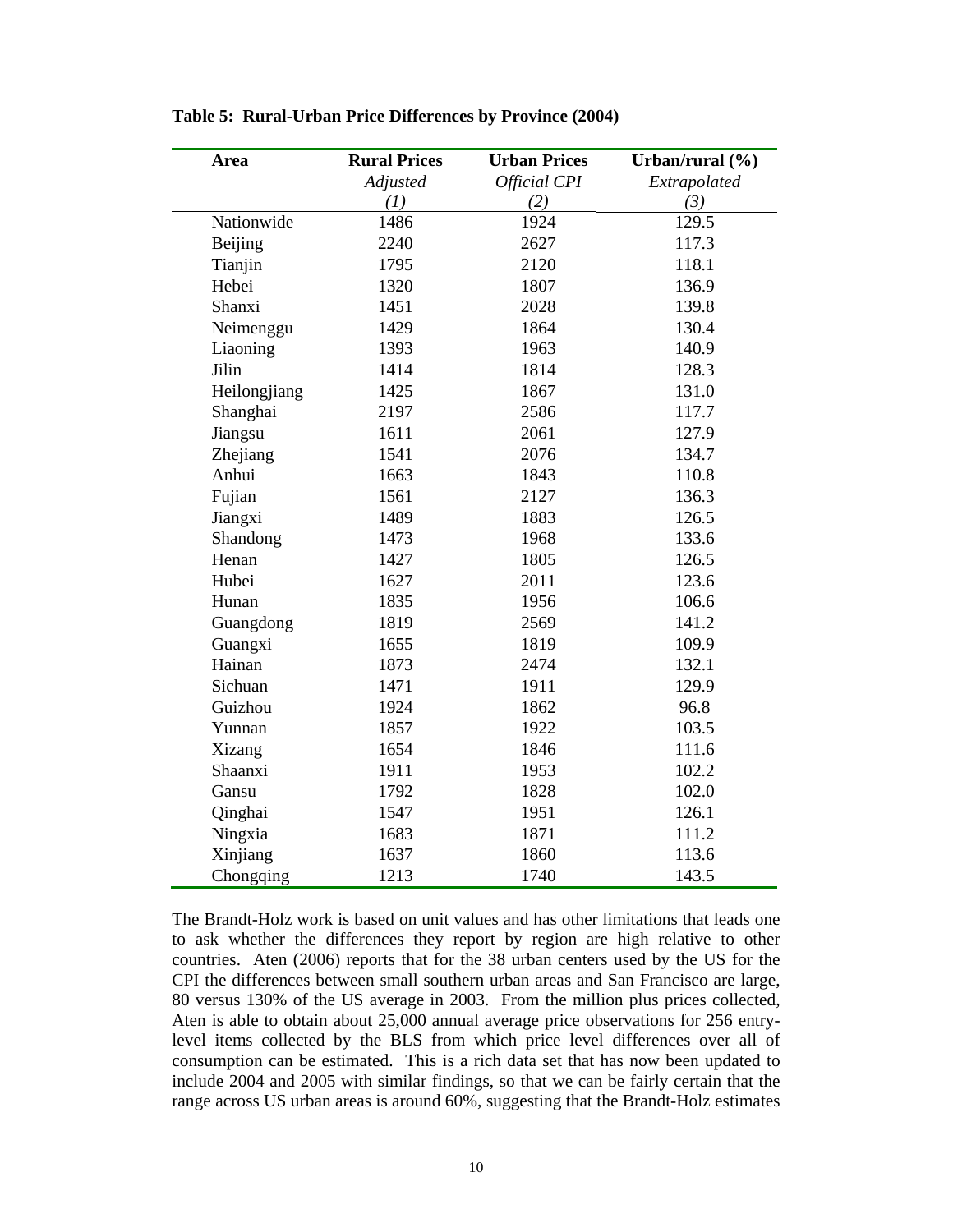**Table 5: Rural-Urban Price Differences by Province (2004)**

| Area | Rural Prices | Urban Prices | Urban/rural (%) |
|---|---|---|---|
| | *Adjusted* | *Official CPI* | *Extrapolated* |
| | *(1)* | *(2)* | *(3)* |
| Nationwide | 1486 | 1924 | 129.5 |
| Beijing | 2240 | 2627 | 117.3 |
| Tianjin | 1795 | 2120 | 118.1 |
| Hebei | 1320 | 1807 | 136.9 |
| Shanxi | 1451 | 2028 | 139.8 |
| Neimenggu | 1429 | 1864 | 130.4 |
| Liaoning | 1393 | 1963 | 140.9 |
| Jilin | 1414 | 1814 | 128.3 |
| Heilongjiang | 1425 | 1867 | 131.0 |
| Shanghai | 2197 | 2586 | 117.7 |
| Jiangsu | 1611 | 2061 | 127.9 |
| Zhejiang | 1541 | 2076 | 134.7 |
| Anhui | 1663 | 1843 | 110.8 |
| Fujian | 1561 | 2127 | 136.3 |
| Jiangxi | 1489 | 1883 | 126.5 |
| Shandong | 1473 | 1968 | 133.6 |
| Henan | 1427 | 1805 | 126.5 |
| Hubei | 1627 | 2011 | 123.6 |
| Hunan | 1835 | 1956 | 106.6 |
| Guangdong | 1819 | 2569 | 141.2 |
| Guangxi | 1655 | 1819 | 109.9 |
| Hainan | 1873 | 2474 | 132.1 |
| Sichuan | 1471 | 1911 | 129.9 |
| Guizhou | 1924 | 1862 | 96.8 |
| Yunnan | 1857 | 1922 | 103.5 |
| Xizang | 1654 | 1846 | 111.6 |
| Shaanxi | 1911 | 1953 | 102.2 |
| Gansu | 1792 | 1828 | 102.0 |
| Qinghai | 1547 | 1951 | 126.1 |
| Ningxia | 1683 | 1871 | 111.2 |
| Xinjiang | 1637 | 1860 | 113.6 |
| Chongqing | 1213 | 1740 | 143.5 |

The Brandt-Holz work is based on unit values and has other limitations that leads one to ask whether the differences they report by region are high relative to other countries. Aten (2006) reports that for the 38 urban centers used by the US for the CPI the differences between small southern urban areas and San Francisco are large, 80 versus 130% of the US average in 2003. From the million plus prices collected, Aten is able to obtain about 25,000 annual average price observations for 256 entry-level items collected by the BLS from which price level differences over all of consumption can be estimated. This is a rich data set that has now been updated to include 2004 and 2005 with similar findings, so that we can be fairly certain that the range across US urban areas is around 60%, suggesting that the Brandt-Holz estimates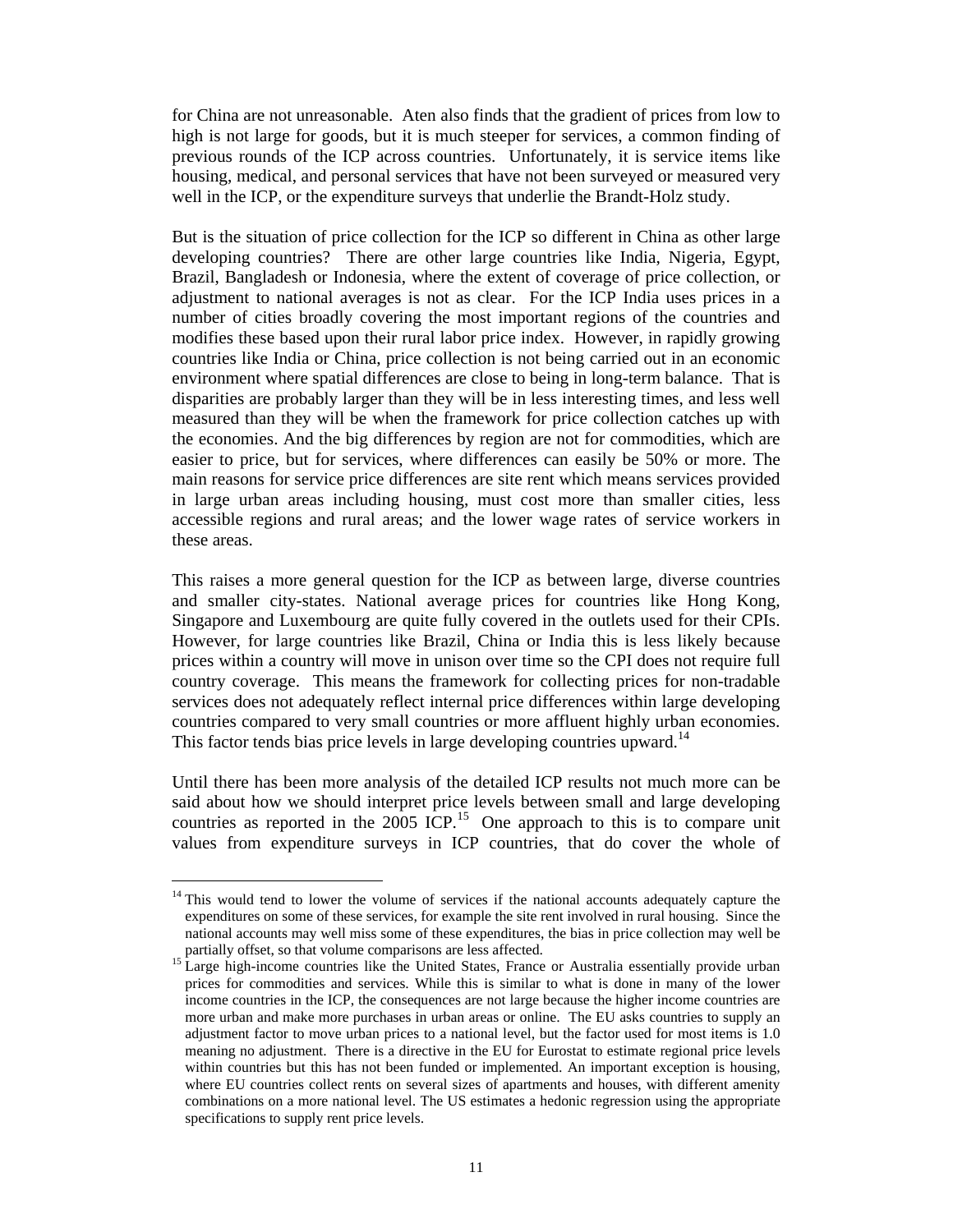for China are not unreasonable. Aten also finds that the gradient of prices from low to high is not large for goods, but it is much steeper for services, a common finding of previous rounds of the ICP across countries. Unfortunately, it is service items like housing, medical, and personal services that have not been surveyed or measured very well in the ICP, or the expenditure surveys that underlie the Brandt-Holz study.

But is the situation of price collection for the ICP so different in China as other large developing countries? There are other large countries like India, Nigeria, Egypt, Brazil, Bangladesh or Indonesia, where the extent of coverage of price collection, or adjustment to national averages is not as clear. For the ICP India uses prices in a number of cities broadly covering the most important regions of the countries and modifies these based upon their rural labor price index. However, in rapidly growing countries like India or China, price collection is not being carried out in an economic environment where spatial differences are close to being in long-term balance. That is disparities are probably larger than they will be in less interesting times, and less well measured than they will be when the framework for price collection catches up with the economies. And the big differences by region are not for commodities, which are easier to price, but for services, where differences can easily be 50% or more. The main reasons for service price differences are site rent which means services provided in large urban areas including housing, must cost more than smaller cities, less accessible regions and rural areas; and the lower wage rates of service workers in these areas.

This raises a more general question for the ICP as between large, diverse countries and smaller city-states. National average prices for countries like Hong Kong, Singapore and Luxembourg are quite fully covered in the outlets used for their CPIs. However, for large countries like Brazil, China or India this is less likely because prices within a country will move in unison over time so the CPI does not require full country coverage. This means the framework for collecting prices for non-tradable services does not adequately reflect internal price differences within large developing countries compared to very small countries or more affluent highly urban economies. This factor tends bias price levels in large developing countries upward.[14]

Until there has been more analysis of the detailed ICP results not much more can be said about how we should interpret price levels between small and large developing countries as reported in the 2005 ICP.[15] One approach to this is to compare unit values from expenditure surveys in ICP countries, that do cover the whole of

---

[14] This would tend to lower the volume of services if the national accounts adequately capture the expenditures on some of these services, for example the site rent involved in rural housing. Since the national accounts may well miss some of these expenditures, the bias in price collection may well be partially offset, so that volume comparisons are less affected.

[15] Large high-income countries like the United States, France or Australia essentially provide urban prices for commodities and services. While this is similar to what is done in many of the lower income countries in the ICP, the consequences are not large because the higher income countries are more urban and make more purchases in urban areas or online. The EU asks countries to supply an adjustment factor to move urban prices to a national level, but the factor used for most items is 1.0 meaning no adjustment. There is a directive in the EU for Eurostat to estimate regional price levels within countries but this has not been funded or implemented. An important exception is housing, where EU countries collect rents on several sizes of apartments and houses, with different amenity combinations on a more national level. The US estimates a hedonic regression using the appropriate specifications to supply rent price levels.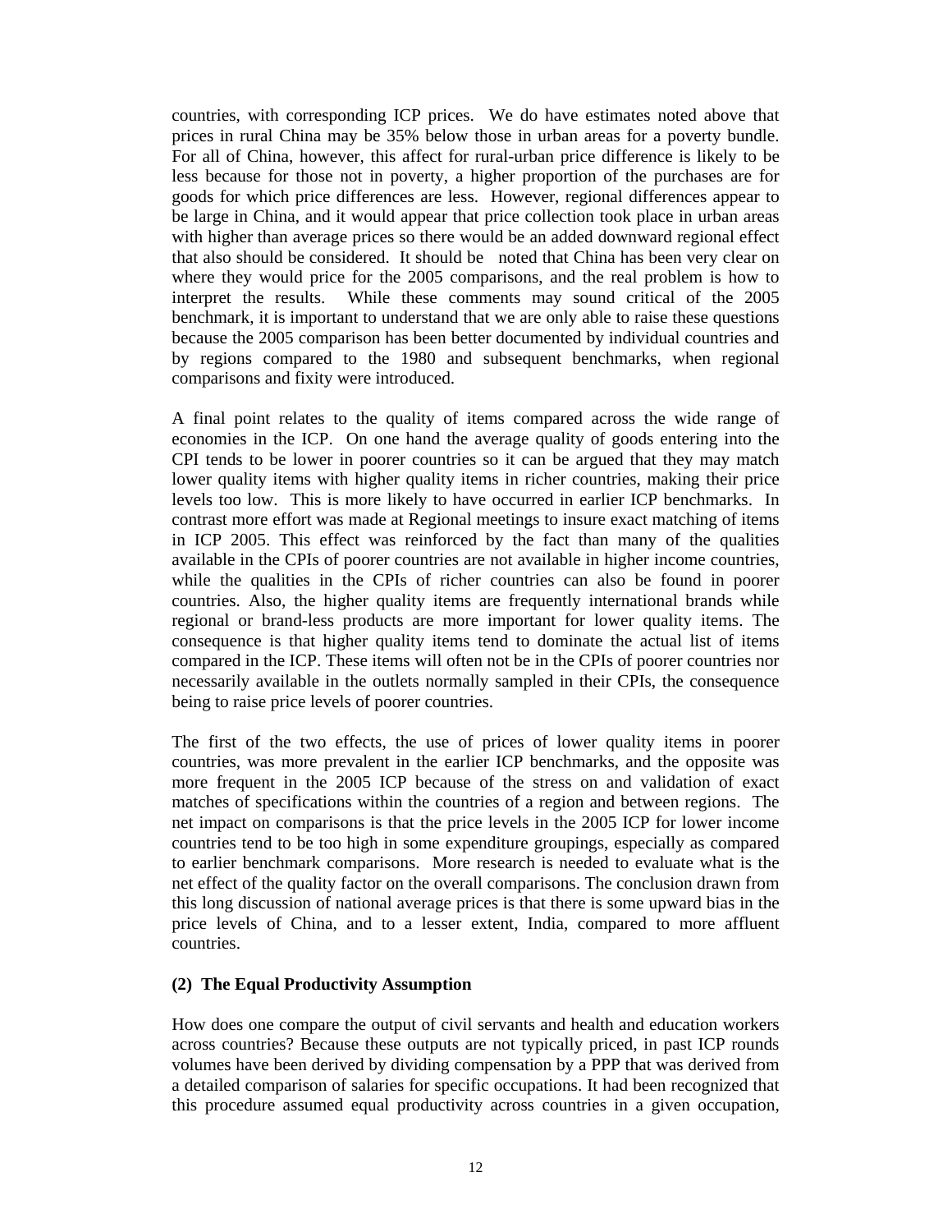countries, with corresponding ICP prices. We do have estimates noted above that prices in rural China may be 35% below those in urban areas for a poverty bundle. For all of China, however, this affect for rural-urban price difference is likely to be less because for those not in poverty, a higher proportion of the purchases are for goods for which price differences are less. However, regional differences appear to be large in China, and it would appear that price collection took place in urban areas with higher than average prices so there would be an added downward regional effect that also should be considered. It should be noted that China has been very clear on where they would price for the 2005 comparisons, and the real problem is how to interpret the results. While these comments may sound critical of the 2005 benchmark, it is important to understand that we are only able to raise these questions because the 2005 comparison has been better documented by individual countries and by regions compared to the 1980 and subsequent benchmarks, when regional comparisons and fixity were introduced.

A final point relates to the quality of items compared across the wide range of economies in the ICP. On one hand the average quality of goods entering into the CPI tends to be lower in poorer countries so it can be argued that they may match lower quality items with higher quality items in richer countries, making their price levels too low. This is more likely to have occurred in earlier ICP benchmarks. In contrast more effort was made at Regional meetings to insure exact matching of items in ICP 2005. This effect was reinforced by the fact than many of the qualities available in the CPIs of poorer countries are not available in higher income countries, while the qualities in the CPIs of richer countries can also be found in poorer countries. Also, the higher quality items are frequently international brands while regional or brand-less products are more important for lower quality items. The consequence is that higher quality items tend to dominate the actual list of items compared in the ICP. These items will often not be in the CPIs of poorer countries nor necessarily available in the outlets normally sampled in their CPIs, the consequence being to raise price levels of poorer countries.

The first of the two effects, the use of prices of lower quality items in poorer countries, was more prevalent in the earlier ICP benchmarks, and the opposite was more frequent in the 2005 ICP because of the stress on and validation of exact matches of specifications within the countries of a region and between regions. The net impact on comparisons is that the price levels in the 2005 ICP for lower income countries tend to be too high in some expenditure groupings, especially as compared to earlier benchmark comparisons. More research is needed to evaluate what is the net effect of the quality factor on the overall comparisons. The conclusion drawn from this long discussion of national average prices is that there is some upward bias in the price levels of China, and to a lesser extent, India, compared to more affluent countries.

**(2) The Equal Productivity Assumption**

How does one compare the output of civil servants and health and education workers across countries? Because these outputs are not typically priced, in past ICP rounds volumes have been derived by dividing compensation by a PPP that was derived from a detailed comparison of salaries for specific occupations. It had been recognized that this procedure assumed equal productivity across countries in a given occupation,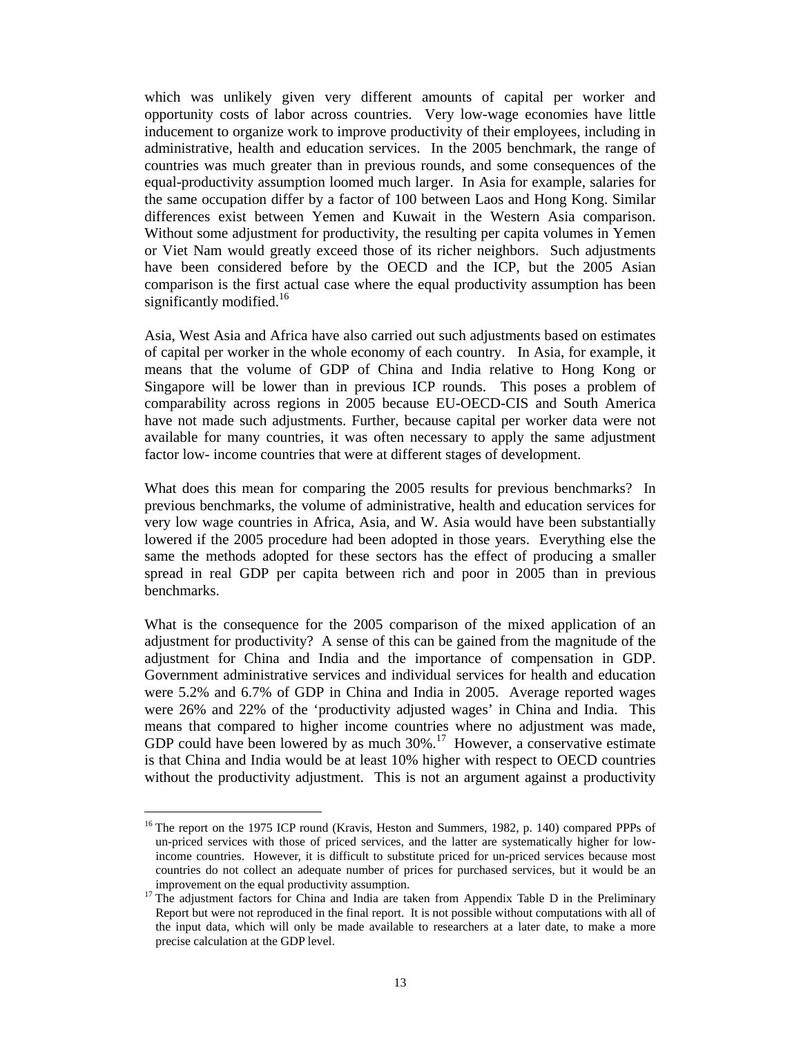which was unlikely given very different amounts of capital per worker and opportunity costs of labor across countries. Very low-wage economies have little inducement to organize work to improve productivity of their employees, including in administrative, health and education services. In the 2005 benchmark, the range of countries was much greater than in previous rounds, and some consequences of the equal-productivity assumption loomed much larger. In Asia for example, salaries for the same occupation differ by a factor of 100 between Laos and Hong Kong. Similar differences exist between Yemen and Kuwait in the Western Asia comparison. Without some adjustment for productivity, the resulting per capita volumes in Yemen or Viet Nam would greatly exceed those of its richer neighbors. Such adjustments have been considered before by the OECD and the ICP, but the 2005 Asian comparison is the first actual case where the equal productivity assumption has been significantly modified.[16]

Asia, West Asia and Africa have also carried out such adjustments based on estimates of capital per worker in the whole economy of each country. In Asia, for example, it means that the volume of GDP of China and India relative to Hong Kong or Singapore will be lower than in previous ICP rounds. This poses a problem of comparability across regions in 2005 because EU-OECD-CIS and South America have not made such adjustments. Further, because capital per worker data were not available for many countries, it was often necessary to apply the same adjustment factor low- income countries that were at different stages of development.

What does this mean for comparing the 2005 results for previous benchmarks? In previous benchmarks, the volume of administrative, health and education services for very low wage countries in Africa, Asia, and W. Asia would have been substantially lowered if the 2005 procedure had been adopted in those years. Everything else the same the methods adopted for these sectors has the effect of producing a smaller spread in real GDP per capita between rich and poor in 2005 than in previous benchmarks.

What is the consequence for the 2005 comparison of the mixed application of an adjustment for productivity? A sense of this can be gained from the magnitude of the adjustment for China and India and the importance of compensation in GDP. Government administrative services and individual services for health and education were 5.2% and 6.7% of GDP in China and India in 2005. Average reported wages were 26% and 22% of the 'productivity adjusted wages' in China and India. This means that compared to higher income countries where no adjustment was made, GDP could have been lowered by as much 30%.[17] However, a conservative estimate is that China and India would be at least 10% higher with respect to OECD countries without the productivity adjustment. This is not an argument against a productivity

---

[16] The report on the 1975 ICP round (Kravis, Heston and Summers, 1982, p. 140) compared PPPs of un-priced services with those of priced services, and the latter are systematically higher for low-income countries. However, it is difficult to substitute priced for un-priced services because most countries do not collect an adequate number of prices for purchased services, but it would be an improvement on the equal productivity assumption.

[17] The adjustment factors for China and India are taken from Appendix Table D in the Preliminary Report but were not reproduced in the final report. It is not possible without computations with all of the input data, which will only be made available to researchers at a later date, to make a more precise calculation at the GDP level.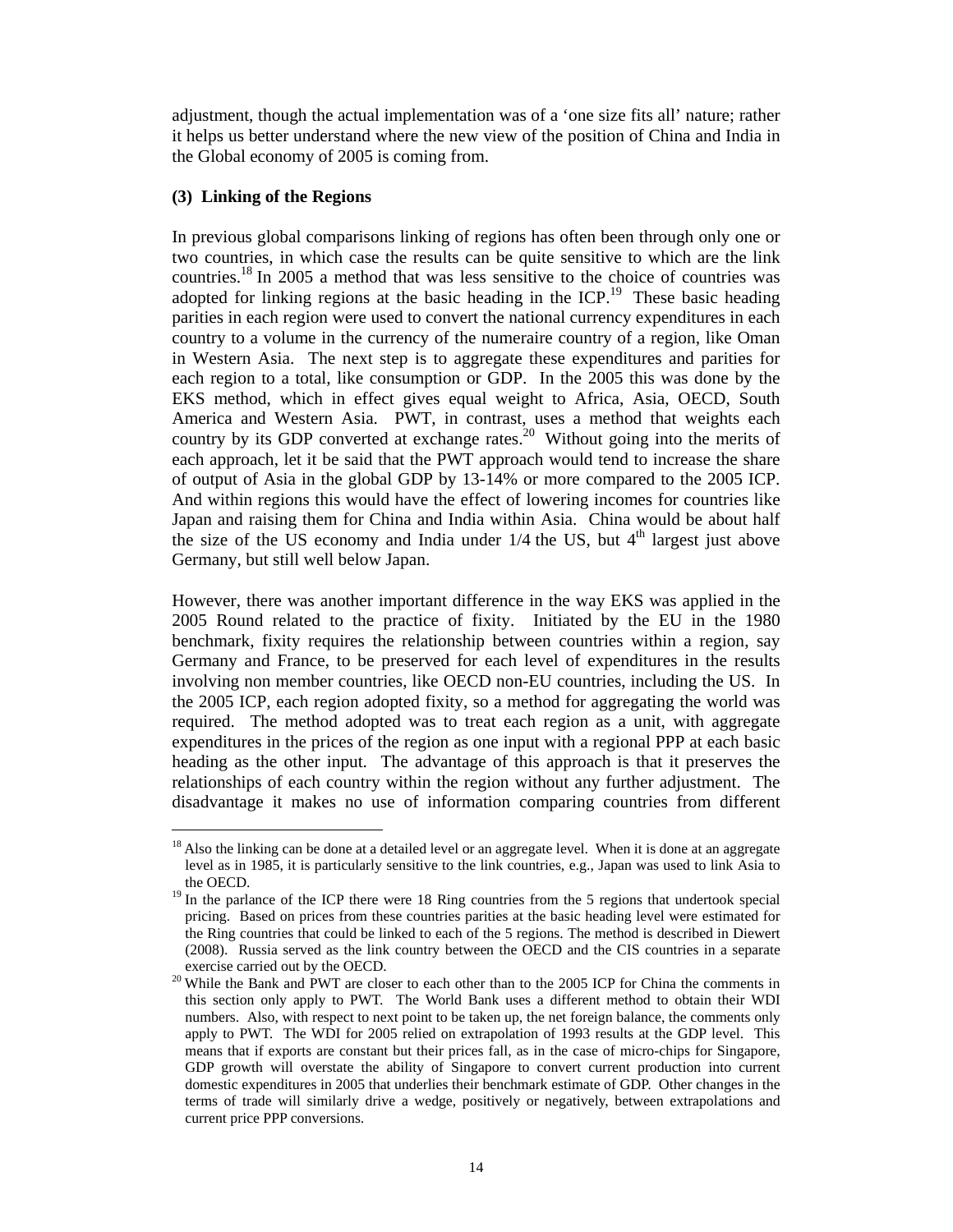adjustment, though the actual implementation was of a 'one size fits all' nature; rather it helps us better understand where the new view of the position of China and India in the Global economy of 2005 is coming from.

**(3) Linking of the Regions**

In previous global comparisons linking of regions has often been through only one or two countries, in which case the results can be quite sensitive to which are the link countries.[18] In 2005 a method that was less sensitive to the choice of countries was adopted for linking regions at the basic heading in the ICP.[19] These basic heading parities in each region were used to convert the national currency expenditures in each country to a volume in the currency of the numeraire country of a region, like Oman in Western Asia. The next step is to aggregate these expenditures and parities for each region to a total, like consumption or GDP. In the 2005 this was done by the EKS method, which in effect gives equal weight to Africa, Asia, OECD, South America and Western Asia. PWT, in contrast, uses a method that weights each country by its GDP converted at exchange rates.[20] Without going into the merits of each approach, let it be said that the PWT approach would tend to increase the share of output of Asia in the global GDP by 13-14% or more compared to the 2005 ICP. And within regions this would have the effect of lowering incomes for countries like Japan and raising them for China and India within Asia. China would be about half the size of the US economy and India under 1/4 the US, but 4th largest just above Germany, but still well below Japan.

However, there was another important difference in the way EKS was applied in the 2005 Round related to the practice of fixity. Initiated by the EU in the 1980 benchmark, fixity requires the relationship between countries within a region, say Germany and France, to be preserved for each level of expenditures in the results involving non member countries, like OECD non-EU countries, including the US. In the 2005 ICP, each region adopted fixity, so a method for aggregating the world was required. The method adopted was to treat each region as a unit, with aggregate expenditures in the prices of the region as one input with a regional PPP at each basic heading as the other input. The advantage of this approach is that it preserves the relationships of each country within the region without any further adjustment. The disadvantage it makes no use of information comparing countries from different

---

[18] Also the linking can be done at a detailed level or an aggregate level. When it is done at an aggregate level as in 1985, it is particularly sensitive to the link countries, e.g., Japan was used to link Asia to the OECD.

[19] In the parlance of the ICP there were 18 Ring countries from the 5 regions that undertook special pricing. Based on prices from these countries parities at the basic heading level were estimated for the Ring countries that could be linked to each of the 5 regions. The method is described in Diewert (2008). Russia served as the link country between the OECD and the CIS countries in a separate exercise carried out by the OECD.

[20] While the Bank and PWT are closer to each other than to the 2005 ICP for China the comments in this section only apply to PWT. The World Bank uses a different method to obtain their WDI numbers. Also, with respect to next point to be taken up, the net foreign balance, the comments only apply to PWT. The WDI for 2005 relied on extrapolation of 1993 results at the GDP level. This means that if exports are constant but their prices fall, as in the case of micro-chips for Singapore, GDP growth will overstate the ability of Singapore to convert current production into current domestic expenditures in 2005 that underlies their benchmark estimate of GDP. Other changes in the terms of trade will similarly drive a wedge, positively or negatively, between extrapolations and current price PPP conversions.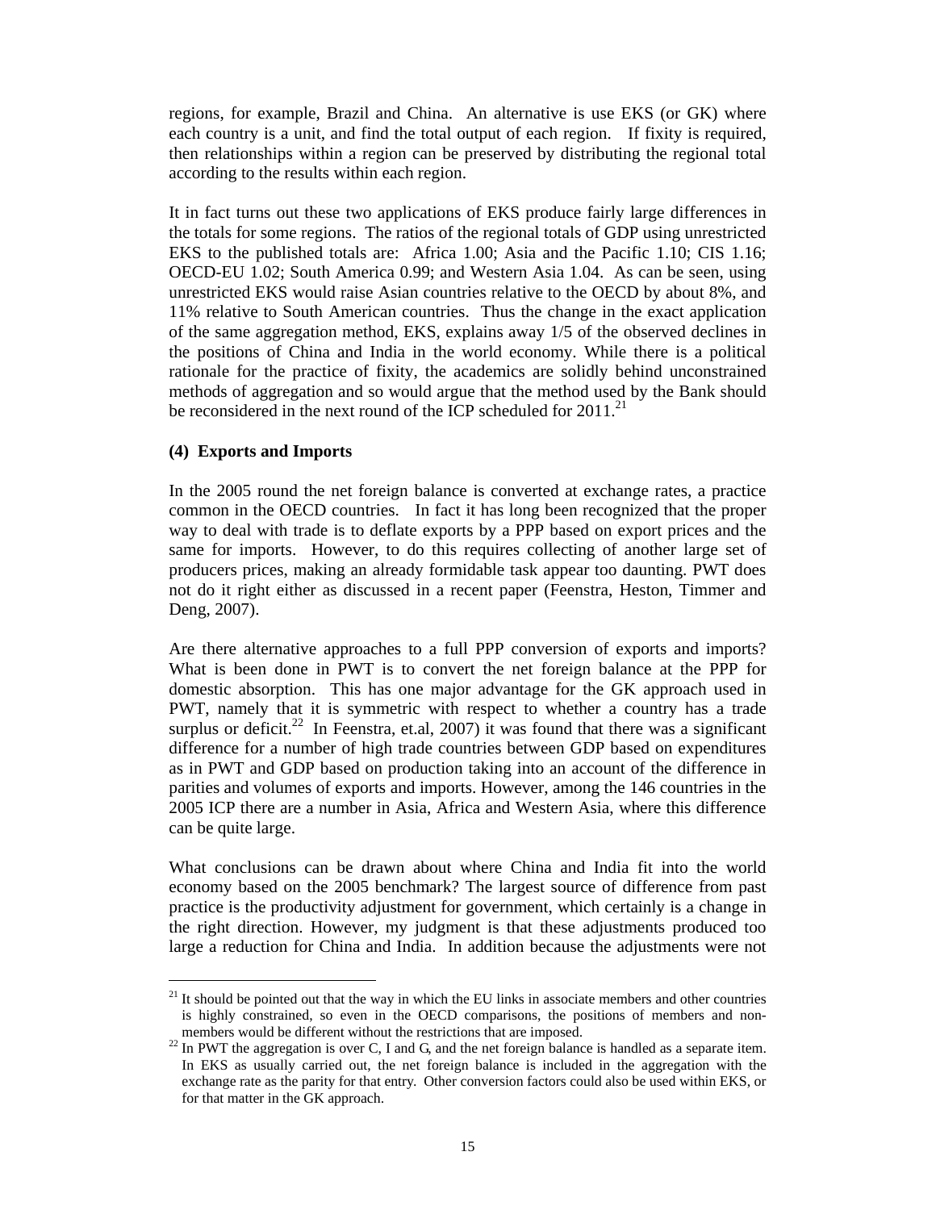regions, for example, Brazil and China. An alternative is use EKS (or GK) where each country is a unit, and find the total output of each region. If fixity is required, then relationships within a region can be preserved by distributing the regional total according to the results within each region.

It in fact turns out these two applications of EKS produce fairly large differences in the totals for some regions. The ratios of the regional totals of GDP using unrestricted EKS to the published totals are: Africa 1.00; Asia and the Pacific 1.10; CIS 1.16; OECD-EU 1.02; South America 0.99; and Western Asia 1.04. As can be seen, using unrestricted EKS would raise Asian countries relative to the OECD by about 8%, and 11% relative to South American countries. Thus the change in the exact application of the same aggregation method, EKS, explains away 1/5 of the observed declines in the positions of China and India in the world economy. While there is a political rationale for the practice of fixity, the academics are solidly behind unconstrained methods of aggregation and so would argue that the method used by the Bank should be reconsidered in the next round of the ICP scheduled for 2011.[21]

### (4) Exports and Imports

In the 2005 round the net foreign balance is converted at exchange rates, a practice common in the OECD countries. In fact it has long been recognized that the proper way to deal with trade is to deflate exports by a PPP based on export prices and the same for imports. However, to do this requires collecting of another large set of producers prices, making an already formidable task appear too daunting. PWT does not do it right either as discussed in a recent paper (Feenstra, Heston, Timmer and Deng, 2007).

Are there alternative approaches to a full PPP conversion of exports and imports? What is been done in PWT is to convert the net foreign balance at the PPP for domestic absorption. This has one major advantage for the GK approach used in PWT, namely that it is symmetric with respect to whether a country has a trade surplus or deficit.[22] In Feenstra, et.al, 2007) it was found that there was a significant difference for a number of high trade countries between GDP based on expenditures as in PWT and GDP based on production taking into an account of the difference in parities and volumes of exports and imports. However, among the 146 countries in the 2005 ICP there are a number in Asia, Africa and Western Asia, where this difference can be quite large.

What conclusions can be drawn about where China and India fit into the world economy based on the 2005 benchmark? The largest source of difference from past practice is the productivity adjustment for government, which certainly is a change in the right direction. However, my judgment is that these adjustments produced too large a reduction for China and India. In addition because the adjustments were not

---

[21] It should be pointed out that the way in which the EU links in associate members and other countries is highly constrained, so even in the OECD comparisons, the positions of members and non-members would be different without the restrictions that are imposed.

[22] In PWT the aggregation is over C, I and G, and the net foreign balance is handled as a separate item. In EKS as usually carried out, the net foreign balance is included in the aggregation with the exchange rate as the parity for that entry. Other conversion factors could also be used within EKS, or for that matter in the GK approach.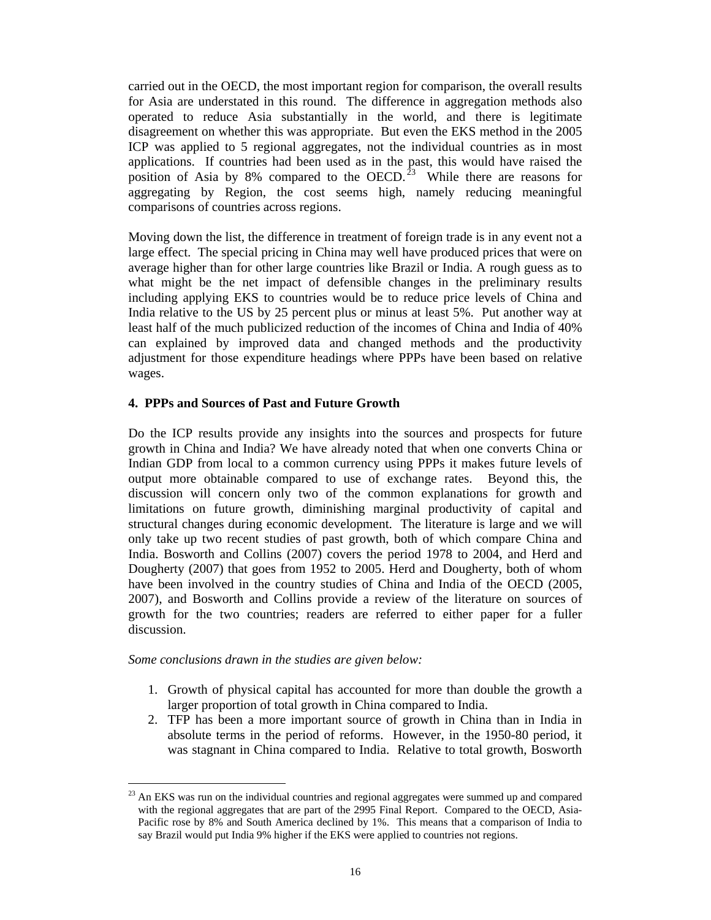carried out in the OECD, the most important region for comparison, the overall results for Asia are understated in this round. The difference in aggregation methods also operated to reduce Asia substantially in the world, and there is legitimate disagreement on whether this was appropriate. But even the EKS method in the 2005 ICP was applied to 5 regional aggregates, not the individual countries as in most applications. If countries had been used as in the past, this would have raised the position of Asia by 8% compared to the OECD.[23] While there are reasons for aggregating by Region, the cost seems high, namely reducing meaningful comparisons of countries across regions.

Moving down the list, the difference in treatment of foreign trade is in any event not a large effect. The special pricing in China may well have produced prices that were on average higher than for other large countries like Brazil or India. A rough guess as to what might be the net impact of defensible changes in the preliminary results including applying EKS to countries would be to reduce price levels of China and India relative to the US by 25 percent plus or minus at least 5%. Put another way at least half of the much publicized reduction of the incomes of China and India of 40% can explained by improved data and changed methods and the productivity adjustment for those expenditure headings where PPPs have been based on relative wages.

#### 4. PPPs and Sources of Past and Future Growth

Do the ICP results provide any insights into the sources and prospects for future growth in China and India? We have already noted that when one converts China or Indian GDP from local to a common currency using PPPs it makes future levels of output more obtainable compared to use of exchange rates. Beyond this, the discussion will concern only two of the common explanations for growth and limitations on future growth, diminishing marginal productivity of capital and structural changes during economic development. The literature is large and we will only take up two recent studies of past growth, both of which compare China and India. Bosworth and Collins (2007) covers the period 1978 to 2004, and Herd and Dougherty (2007) that goes from 1952 to 2005. Herd and Dougherty, both of whom have been involved in the country studies of China and India of the OECD (2005, 2007), and Bosworth and Collins provide a review of the literature on sources of growth for the two countries; readers are referred to either paper for a fuller discussion.

*Some conclusions drawn in the studies are given below:*

1. Growth of physical capital has accounted for more than double the growth a larger proportion of total growth in China compared to India.
2. TFP has been a more important source of growth in China than in India in absolute terms in the period of reforms. However, in the 1950-80 period, it was stagnant in China compared to India. Relative to total growth, Bosworth

---

[23] An EKS was run on the individual countries and regional aggregates were summed up and compared with the regional aggregates that are part of the 2995 Final Report. Compared to the OECD, Asia-Pacific rose by 8% and South America declined by 1%. This means that a comparison of India to say Brazil would put India 9% higher if the EKS were applied to countries not regions.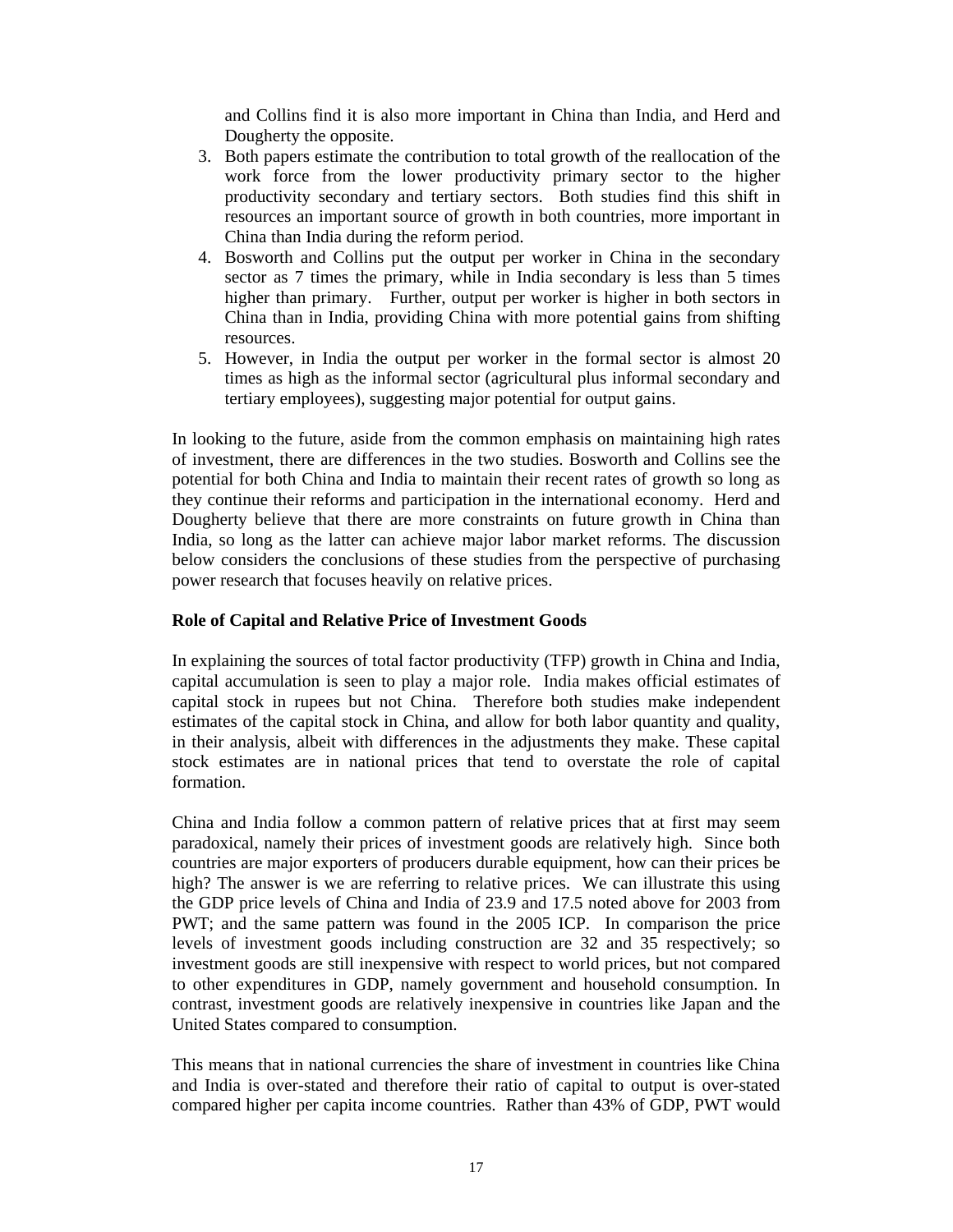and Collins find it is also more important in China than India, and Herd and Dougherty the opposite.

3. Both papers estimate the contribution to total growth of the reallocation of the work force from the lower productivity primary sector to the higher productivity secondary and tertiary sectors. Both studies find this shift in resources an important source of growth in both countries, more important in China than India during the reform period.
4. Bosworth and Collins put the output per worker in China in the secondary sector as 7 times the primary, while in India secondary is less than 5 times higher than primary. Further, output per worker is higher in both sectors in China than in India, providing China with more potential gains from shifting resources.
5. However, in India the output per worker in the formal sector is almost 20 times as high as the informal sector (agricultural plus informal secondary and tertiary employees), suggesting major potential for output gains.

In looking to the future, aside from the common emphasis on maintaining high rates of investment, there are differences in the two studies. Bosworth and Collins see the potential for both China and India to maintain their recent rates of growth so long as they continue their reforms and participation in the international economy. Herd and Dougherty believe that there are more constraints on future growth in China than India, so long as the latter can achieve major labor market reforms. The discussion below considers the conclusions of these studies from the perspective of purchasing power research that focuses heavily on relative prices.

**Role of Capital and Relative Price of Investment Goods**

In explaining the sources of total factor productivity (TFP) growth in China and India, capital accumulation is seen to play a major role. India makes official estimates of capital stock in rupees but not China. Therefore both studies make independent estimates of the capital stock in China, and allow for both labor quantity and quality, in their analysis, albeit with differences in the adjustments they make. These capital stock estimates are in national prices that tend to overstate the role of capital formation.

China and India follow a common pattern of relative prices that at first may seem paradoxical, namely their prices of investment goods are relatively high. Since both countries are major exporters of producers durable equipment, how can their prices be high? The answer is we are referring to relative prices. We can illustrate this using the GDP price levels of China and India of 23.9 and 17.5 noted above for 2003 from PWT; and the same pattern was found in the 2005 ICP. In comparison the price levels of investment goods including construction are 32 and 35 respectively; so investment goods are still inexpensive with respect to world prices, but not compared to other expenditures in GDP, namely government and household consumption. In contrast, investment goods are relatively inexpensive in countries like Japan and the United States compared to consumption.

This means that in national currencies the share of investment in countries like China and India is over-stated and therefore their ratio of capital to output is over-stated compared higher per capita income countries. Rather than 43% of GDP, PWT would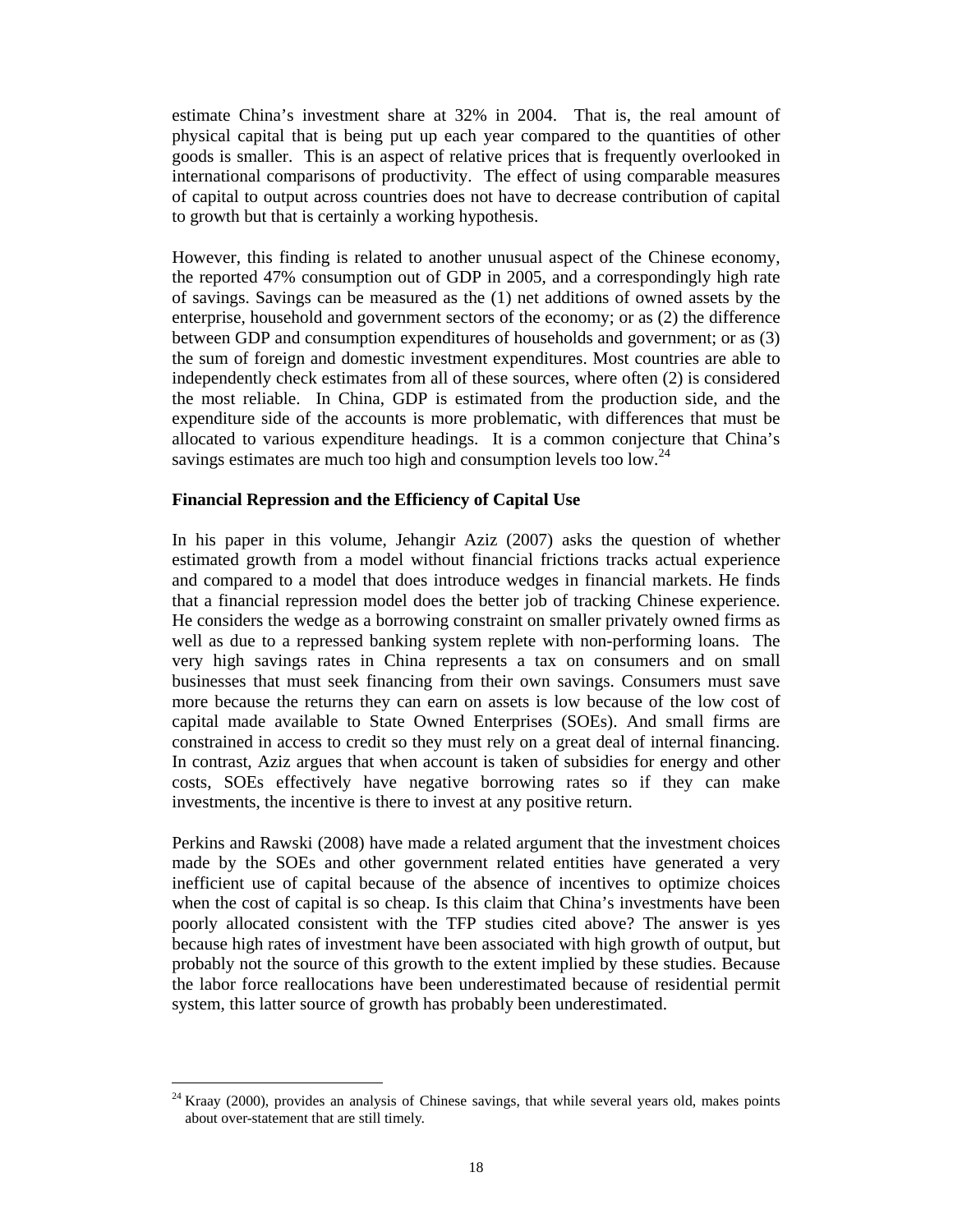estimate China's investment share at 32% in 2004. That is, the real amount of physical capital that is being put up each year compared to the quantities of other goods is smaller. This is an aspect of relative prices that is frequently overlooked in international comparisons of productivity. The effect of using comparable measures of capital to output across countries does not have to decrease contribution of capital to growth but that is certainly a working hypothesis.

However, this finding is related to another unusual aspect of the Chinese economy, the reported 47% consumption out of GDP in 2005, and a correspondingly high rate of savings. Savings can be measured as the (1) net additions of owned assets by the enterprise, household and government sectors of the economy; or as (2) the difference between GDP and consumption expenditures of households and government; or as (3) the sum of foreign and domestic investment expenditures. Most countries are able to independently check estimates from all of these sources, where often (2) is considered the most reliable. In China, GDP is estimated from the production side, and the expenditure side of the accounts is more problematic, with differences that must be allocated to various expenditure headings. It is a common conjecture that China's savings estimates are much too high and consumption levels too low.[24]

**Financial Repression and the Efficiency of Capital Use**

In his paper in this volume, Jehangir Aziz (2007) asks the question of whether estimated growth from a model without financial frictions tracks actual experience and compared to a model that does introduce wedges in financial markets. He finds that a financial repression model does the better job of tracking Chinese experience. He considers the wedge as a borrowing constraint on smaller privately owned firms as well as due to a repressed banking system replete with non-performing loans. The very high savings rates in China represents a tax on consumers and on small businesses that must seek financing from their own savings. Consumers must save more because the returns they can earn on assets is low because of the low cost of capital made available to State Owned Enterprises (SOEs). And small firms are constrained in access to credit so they must rely on a great deal of internal financing. In contrast, Aziz argues that when account is taken of subsidies for energy and other costs, SOEs effectively have negative borrowing rates so if they can make investments, the incentive is there to invest at any positive return.

Perkins and Rawski (2008) have made a related argument that the investment choices made by the SOEs and other government related entities have generated a very inefficient use of capital because of the absence of incentives to optimize choices when the cost of capital is so cheap. Is this claim that China's investments have been poorly allocated consistent with the TFP studies cited above? The answer is yes because high rates of investment have been associated with high growth of output, but probably not the source of this growth to the extent implied by these studies. Because the labor force reallocations have been underestimated because of residential permit system, this latter source of growth has probably been underestimated.

[24] Kraay (2000), provides an analysis of Chinese savings, that while several years old, makes points about over-statement that are still timely.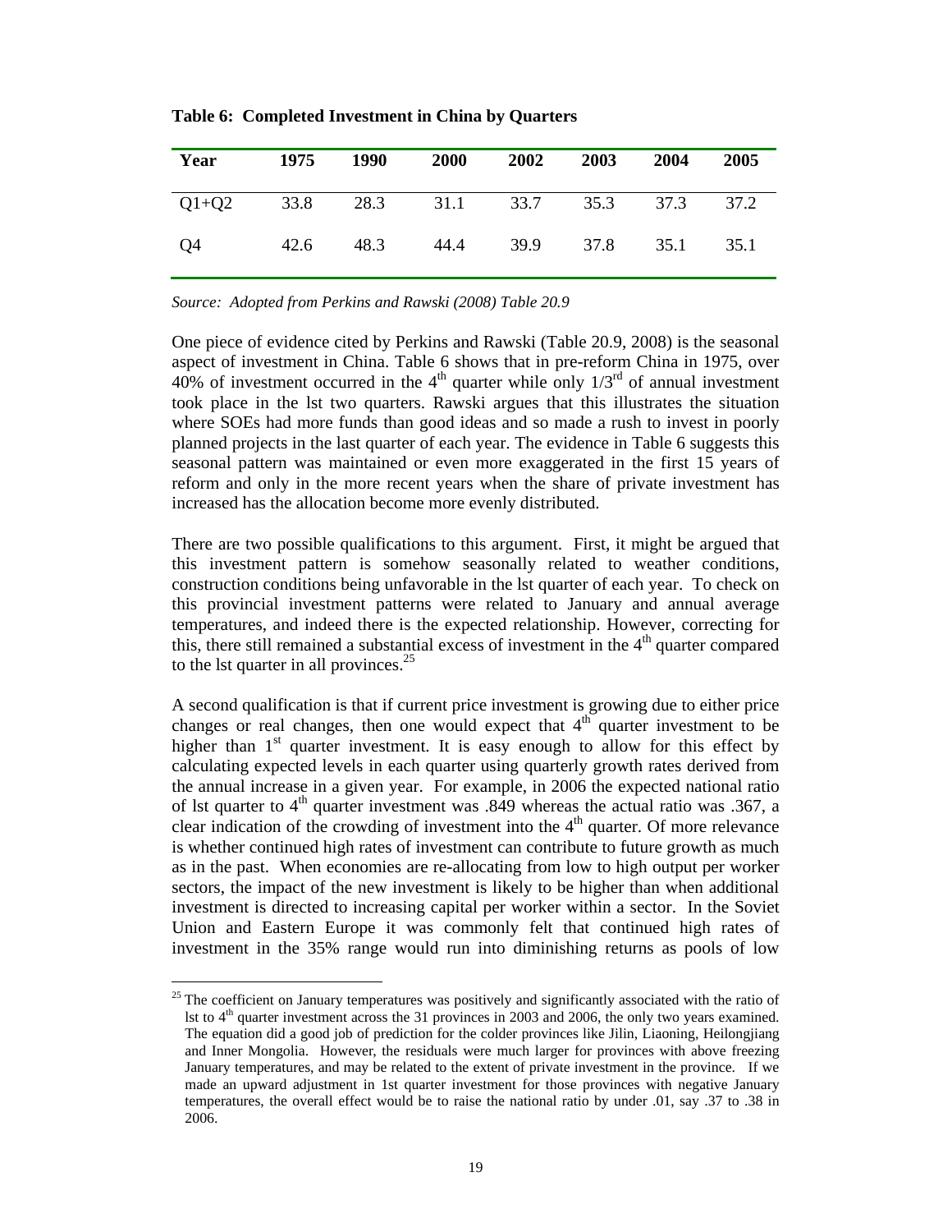**Table 6: Completed Investment in China by Quarters**

| Year | 1975 | 1990 | 2000 | 2002 | 2003 | 2004 | 2005 |
|---|---|---|---|---|---|---|---|
| Q1+Q2 | 33.8 | 28.3 | 31.1 | 33.7 | 35.3 | 37.3 | 37.2 |
| Q4 | 42.6 | 48.3 | 44.4 | 39.9 | 37.8 | 35.1 | 35.1 |

*Source: Adopted from Perkins and Rawski (2008) Table 20.9*

One piece of evidence cited by Perkins and Rawski (Table 20.9, 2008) is the seasonal aspect of investment in China. Table 6 shows that in pre-reform China in 1975, over 40% of investment occurred in the 4th quarter while only 1/3rd of annual investment took place in the lst two quarters. Rawski argues that this illustrates the situation where SOEs had more funds than good ideas and so made a rush to invest in poorly planned projects in the last quarter of each year. The evidence in Table 6 suggests this seasonal pattern was maintained or even more exaggerated in the first 15 years of reform and only in the more recent years when the share of private investment has increased has the allocation become more evenly distributed.

There are two possible qualifications to this argument. First, it might be argued that this investment pattern is somehow seasonally related to weather conditions, construction conditions being unfavorable in the lst quarter of each year. To check on this provincial investment patterns were related to January and annual average temperatures, and indeed there is the expected relationship. However, correcting for this, there still remained a substantial excess of investment in the 4th quarter compared to the lst quarter in all provinces.[25]

A second qualification is that if current price investment is growing due to either price changes or real changes, then one would expect that 4th quarter investment to be higher than 1st quarter investment. It is easy enough to allow for this effect by calculating expected levels in each quarter using quarterly growth rates derived from the annual increase in a given year. For example, in 2006 the expected national ratio of lst quarter to 4th quarter investment was .849 whereas the actual ratio was .367, a clear indication of the crowding of investment into the 4th quarter. Of more relevance is whether continued high rates of investment can contribute to future growth as much as in the past. When economies are re-allocating from low to high output per worker sectors, the impact of the new investment is likely to be higher than when additional investment is directed to increasing capital per worker within a sector. In the Soviet Union and Eastern Europe it was commonly felt that continued high rates of investment in the 35% range would run into diminishing returns as pools of low

---

[25] The coefficient on January temperatures was positively and significantly associated with the ratio of lst to 4th quarter investment across the 31 provinces in 2003 and 2006, the only two years examined. The equation did a good job of prediction for the colder provinces like Jilin, Liaoning, Heilongjiang and Inner Mongolia. However, the residuals were much larger for provinces with above freezing January temperatures, and may be related to the extent of private investment in the province. If we made an upward adjustment in 1st quarter investment for those provinces with negative January temperatures, the overall effect would be to raise the national ratio by under .01, say .37 to .38 in 2006.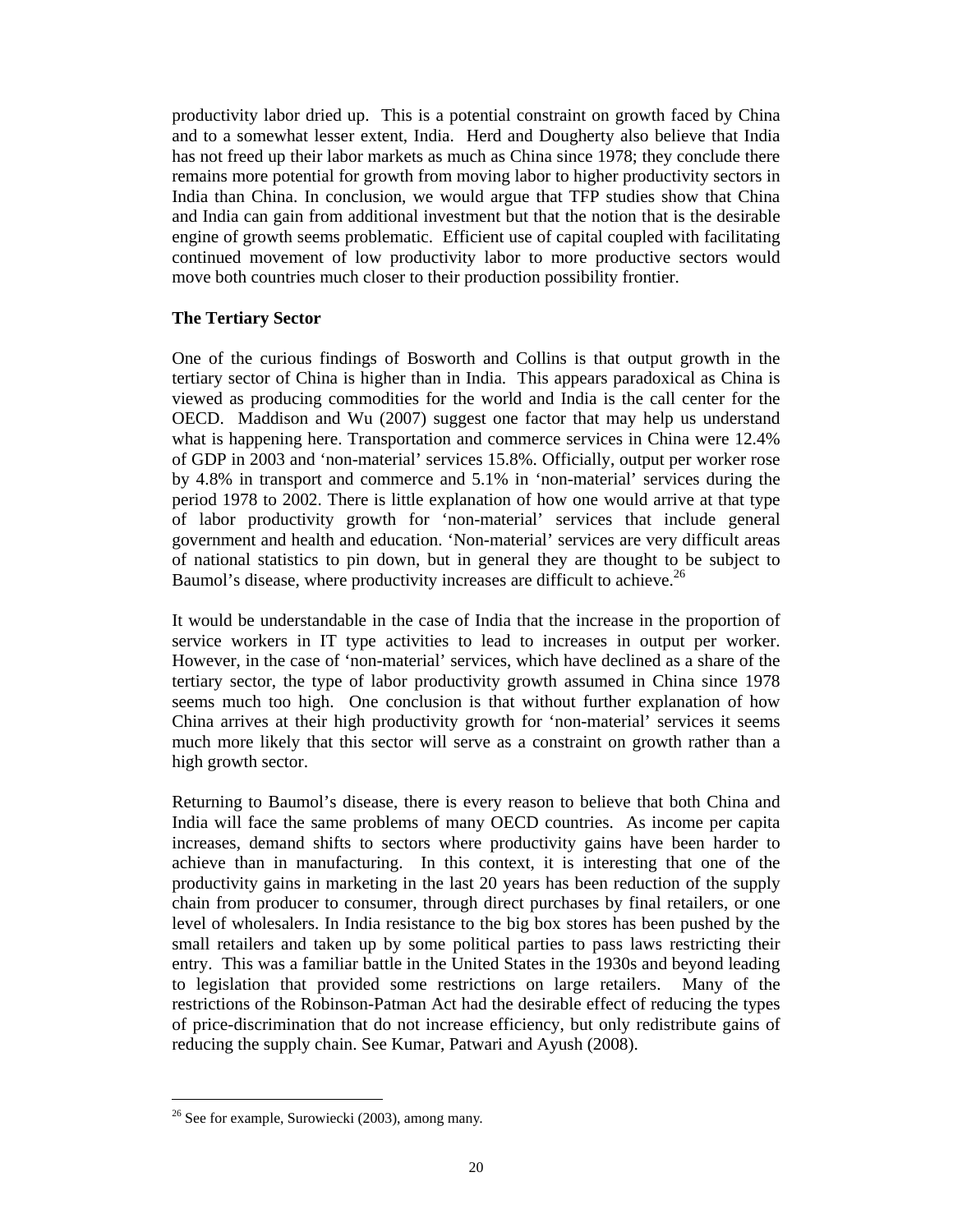productivity labor dried up. This is a potential constraint on growth faced by China and to a somewhat lesser extent, India. Herd and Dougherty also believe that India has not freed up their labor markets as much as China since 1978; they conclude there remains more potential for growth from moving labor to higher productivity sectors in India than China. In conclusion, we would argue that TFP studies show that China and India can gain from additional investment but that the notion that is the desirable engine of growth seems problematic. Efficient use of capital coupled with facilitating continued movement of low productivity labor to more productive sectors would move both countries much closer to their production possibility frontier.

**The Tertiary Sector**

One of the curious findings of Bosworth and Collins is that output growth in the tertiary sector of China is higher than in India. This appears paradoxical as China is viewed as producing commodities for the world and India is the call center for the OECD. Maddison and Wu (2007) suggest one factor that may help us understand what is happening here. Transportation and commerce services in China were 12.4% of GDP in 2003 and 'non-material' services 15.8%. Officially, output per worker rose by 4.8% in transport and commerce and 5.1% in 'non-material' services during the period 1978 to 2002. There is little explanation of how one would arrive at that type of labor productivity growth for 'non-material' services that include general government and health and education. 'Non-material' services are very difficult areas of national statistics to pin down, but in general they are thought to be subject to Baumol's disease, where productivity increases are difficult to achieve.[26]

It would be understandable in the case of India that the increase in the proportion of service workers in IT type activities to lead to increases in output per worker. However, in the case of 'non-material' services, which have declined as a share of the tertiary sector, the type of labor productivity growth assumed in China since 1978 seems much too high. One conclusion is that without further explanation of how China arrives at their high productivity growth for 'non-material' services it seems much more likely that this sector will serve as a constraint on growth rather than a high growth sector.

Returning to Baumol's disease, there is every reason to believe that both China and India will face the same problems of many OECD countries. As income per capita increases, demand shifts to sectors where productivity gains have been harder to achieve than in manufacturing. In this context, it is interesting that one of the productivity gains in marketing in the last 20 years has been reduction of the supply chain from producer to consumer, through direct purchases by final retailers, or one level of wholesalers. In India resistance to the big box stores has been pushed by the small retailers and taken up by some political parties to pass laws restricting their entry. This was a familiar battle in the United States in the 1930s and beyond leading to legislation that provided some restrictions on large retailers. Many of the restrictions of the Robinson-Patman Act had the desirable effect of reducing the types of price-discrimination that do not increase efficiency, but only redistribute gains of reducing the supply chain. See Kumar, Patwari and Ayush (2008).

---

[26] See for example, Surowiecki (2003), among many.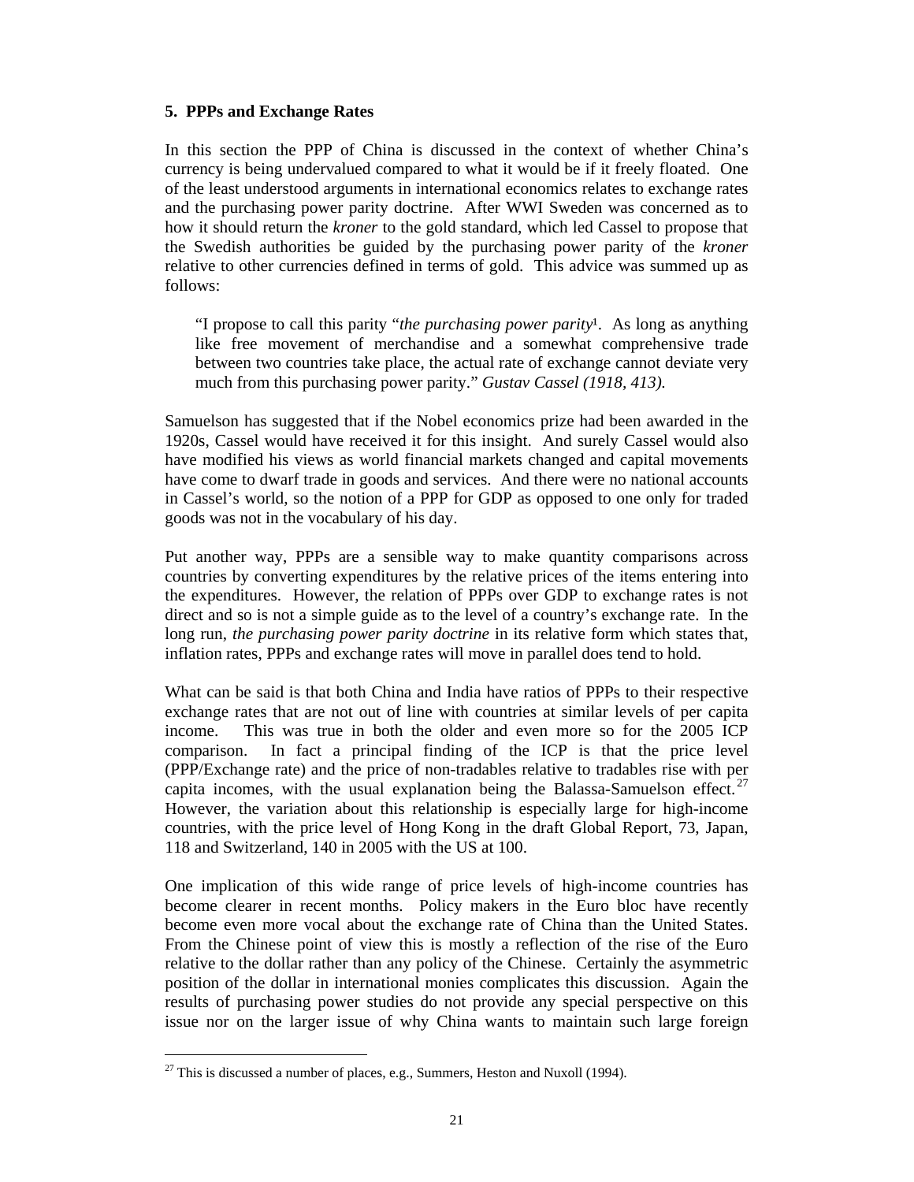### 5. PPPs and Exchange Rates

In this section the PPP of China is discussed in the context of whether China's currency is being undervalued compared to what it would be if it freely floated. One of the least understood arguments in international economics relates to exchange rates and the purchasing power parity doctrine. After WWI Sweden was concerned as to how it should return the *kroner* to the gold standard, which led Cassel to propose that the Swedish authorities be guided by the purchasing power parity of the *kroner* relative to other currencies defined in terms of gold. This advice was summed up as follows:

> "I propose to call this parity "*the purchasing power parity*¹. As long as anything like free movement of merchandise and a somewhat comprehensive trade between two countries take place, the actual rate of exchange cannot deviate very much from this purchasing power parity." *Gustav Cassel (1918, 413).*

Samuelson has suggested that if the Nobel economics prize had been awarded in the 1920s, Cassel would have received it for this insight. And surely Cassel would also have modified his views as world financial markets changed and capital movements have come to dwarf trade in goods and services. And there were no national accounts in Cassel's world, so the notion of a PPP for GDP as opposed to one only for traded goods was not in the vocabulary of his day.

Put another way, PPPs are a sensible way to make quantity comparisons across countries by converting expenditures by the relative prices of the items entering into the expenditures. However, the relation of PPPs over GDP to exchange rates is not direct and so is not a simple guide as to the level of a country's exchange rate. In the long run, *the purchasing power parity doctrine* in its relative form which states that, inflation rates, PPPs and exchange rates will move in parallel does tend to hold.

What can be said is that both China and India have ratios of PPPs to their respective exchange rates that are not out of line with countries at similar levels of per capita income. This was true in both the older and even more so for the 2005 ICP comparison. In fact a principal finding of the ICP is that the price level (PPP/Exchange rate) and the price of non-tradables relative to tradables rise with per capita incomes, with the usual explanation being the Balassa-Samuelson effect.[27] However, the variation about this relationship is especially large for high-income countries, with the price level of Hong Kong in the draft Global Report, 73, Japan, 118 and Switzerland, 140 in 2005 with the US at 100.

One implication of this wide range of price levels of high-income countries has become clearer in recent months. Policy makers in the Euro bloc have recently become even more vocal about the exchange rate of China than the United States. From the Chinese point of view this is mostly a reflection of the rise of the Euro relative to the dollar rather than any policy of the Chinese. Certainly the asymmetric position of the dollar in international monies complicates this discussion. Again the results of purchasing power studies do not provide any special perspective on this issue nor on the larger issue of why China wants to maintain such large foreign

---

[27] This is discussed a number of places, e.g., Summers, Heston and Nuxoll (1994).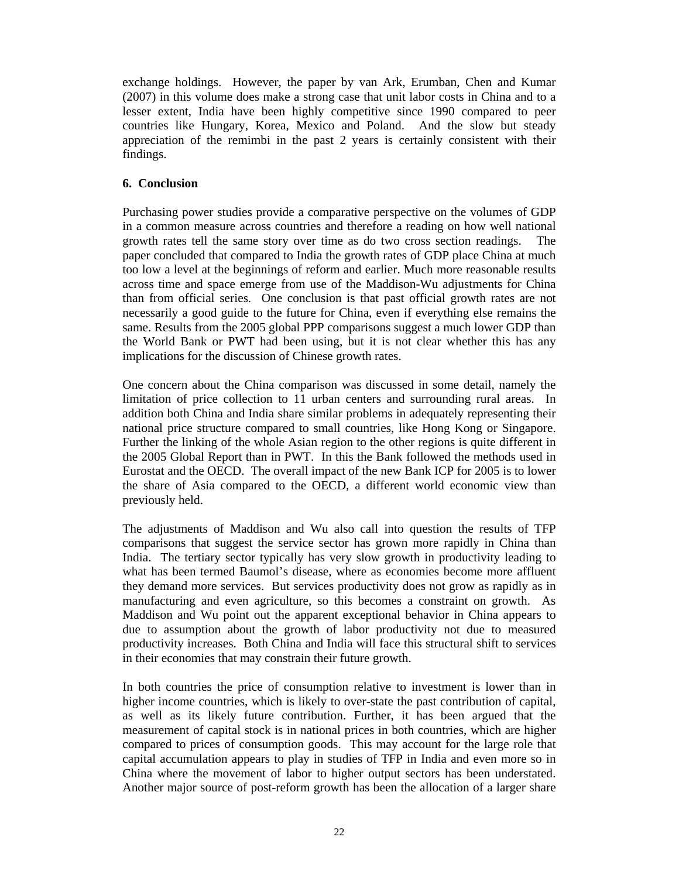exchange holdings. However, the paper by van Ark, Erumban, Chen and Kumar (2007) in this volume does make a strong case that unit labor costs in China and to a lesser extent, India have been highly competitive since 1990 compared to peer countries like Hungary, Korea, Mexico and Poland. And the slow but steady appreciation of the remimbi in the past 2 years is certainly consistent with their findings.

## 6. Conclusion

Purchasing power studies provide a comparative perspective on the volumes of GDP in a common measure across countries and therefore a reading on how well national growth rates tell the same story over time as do two cross section readings. The paper concluded that compared to India the growth rates of GDP place China at much too low a level at the beginnings of reform and earlier. Much more reasonable results across time and space emerge from use of the Maddison-Wu adjustments for China than from official series. One conclusion is that past official growth rates are not necessarily a good guide to the future for China, even if everything else remains the same. Results from the 2005 global PPP comparisons suggest a much lower GDP than the World Bank or PWT had been using, but it is not clear whether this has any implications for the discussion of Chinese growth rates.

One concern about the China comparison was discussed in some detail, namely the limitation of price collection to 11 urban centers and surrounding rural areas. In addition both China and India share similar problems in adequately representing their national price structure compared to small countries, like Hong Kong or Singapore. Further the linking of the whole Asian region to the other regions is quite different in the 2005 Global Report than in PWT. In this the Bank followed the methods used in Eurostat and the OECD. The overall impact of the new Bank ICP for 2005 is to lower the share of Asia compared to the OECD, a different world economic view than previously held.

The adjustments of Maddison and Wu also call into question the results of TFP comparisons that suggest the service sector has grown more rapidly in China than India. The tertiary sector typically has very slow growth in productivity leading to what has been termed Baumol's disease, where as economies become more affluent they demand more services. But services productivity does not grow as rapidly as in manufacturing and even agriculture, so this becomes a constraint on growth. As Maddison and Wu point out the apparent exceptional behavior in China appears to due to assumption about the growth of labor productivity not due to measured productivity increases. Both China and India will face this structural shift to services in their economies that may constrain their future growth.

In both countries the price of consumption relative to investment is lower than in higher income countries, which is likely to over-state the past contribution of capital, as well as its likely future contribution. Further, it has been argued that the measurement of capital stock is in national prices in both countries, which are higher compared to prices of consumption goods. This may account for the large role that capital accumulation appears to play in studies of TFP in India and even more so in China where the movement of labor to higher output sectors has been understated. Another major source of post-reform growth has been the allocation of a larger share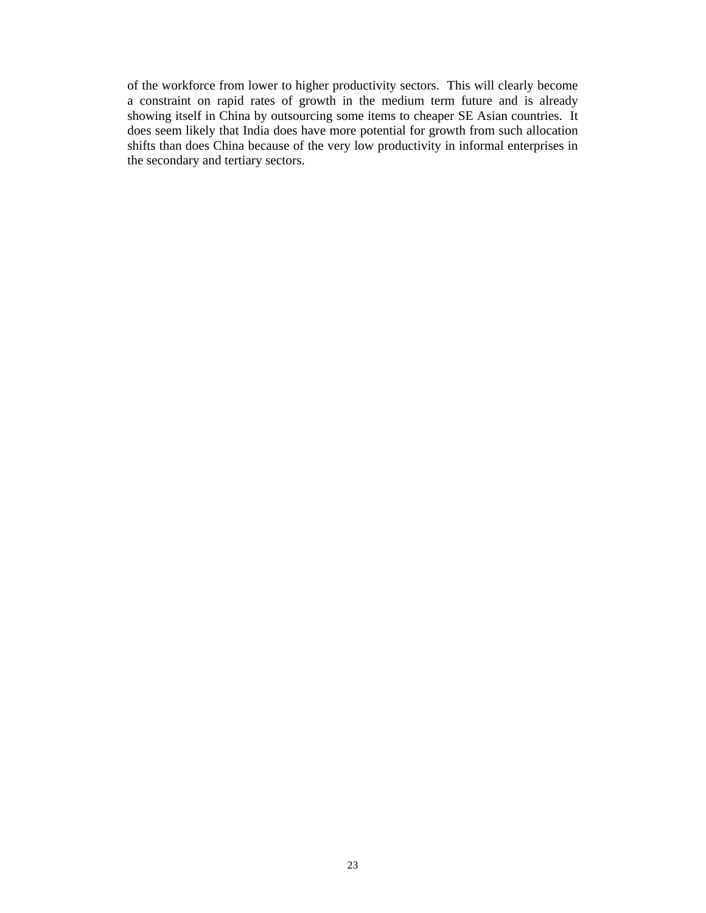of the workforce from lower to higher productivity sectors. This will clearly become a constraint on rapid rates of growth in the medium term future and is already showing itself in China by outsourcing some items to cheaper SE Asian countries. It does seem likely that India does have more potential for growth from such allocation shifts than does China because of the very low productivity in informal enterprises in the secondary and tertiary sectors.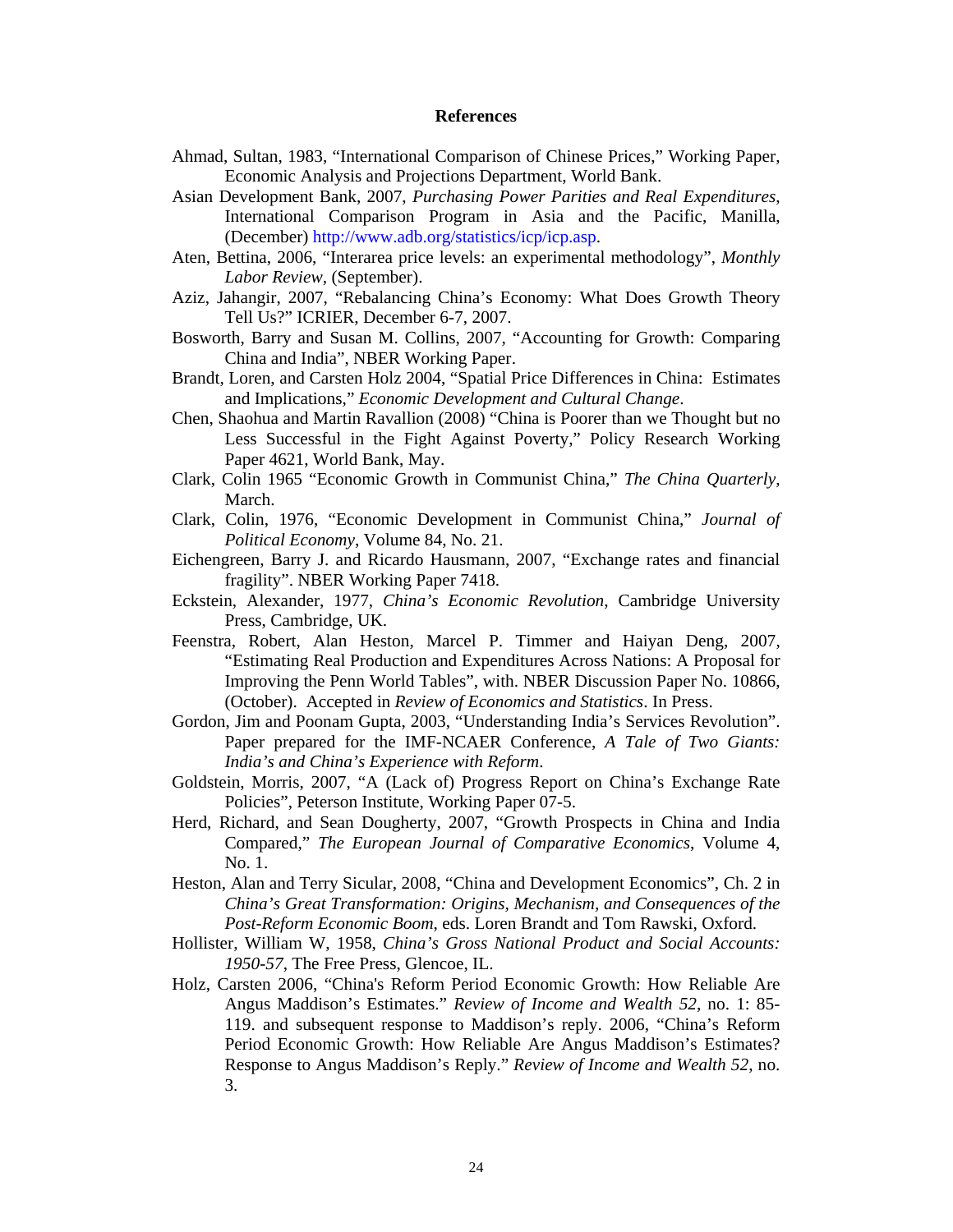## References

Ahmad, Sultan, 1983, "International Comparison of Chinese Prices," Working Paper, Economic Analysis and Projections Department, World Bank.

Asian Development Bank, 2007, *Purchasing Power Parities and Real Expenditures*, International Comparison Program in Asia and the Pacific, Manilla, (December) http://www.adb.org/statistics/icp/icp.asp.

Aten, Bettina, 2006, "Interarea price levels: an experimental methodology", *Monthly Labor Review*, (September).

Aziz, Jahangir, 2007, "Rebalancing China's Economy: What Does Growth Theory Tell Us?" ICRIER, December 6-7, 2007.

Bosworth, Barry and Susan M. Collins, 2007, "Accounting for Growth: Comparing China and India", NBER Working Paper.

Brandt, Loren, and Carsten Holz 2004, "Spatial Price Differences in China: Estimates and Implications," *Economic Development and Cultural Change*.

Chen, Shaohua and Martin Ravallion (2008) "China is Poorer than we Thought but no Less Successful in the Fight Against Poverty," Policy Research Working Paper 4621, World Bank, May.

Clark, Colin 1965 "Economic Growth in Communist China," *The China Quarterly*, March.

Clark, Colin, 1976, "Economic Development in Communist China," *Journal of Political Economy*, Volume 84, No. 21.

Eichengreen, Barry J. and Ricardo Hausmann, 2007, "Exchange rates and financial fragility". NBER Working Paper 7418.

Eckstein, Alexander, 1977, *China's Economic Revolution*, Cambridge University Press, Cambridge, UK.

Feenstra, Robert, Alan Heston, Marcel P. Timmer and Haiyan Deng, 2007, "Estimating Real Production and Expenditures Across Nations: A Proposal for Improving the Penn World Tables", with. NBER Discussion Paper No. 10866, (October). Accepted in *Review of Economics and Statistics*. In Press.

Gordon, Jim and Poonam Gupta, 2003, "Understanding India's Services Revolution". Paper prepared for the IMF-NCAER Conference, *A Tale of Two Giants: India's and China's Experience with Reform*.

Goldstein, Morris, 2007, "A (Lack of) Progress Report on China's Exchange Rate Policies", Peterson Institute, Working Paper 07-5.

Herd, Richard, and Sean Dougherty, 2007, "Growth Prospects in China and India Compared," *The European Journal of Comparative Economics*, Volume 4, No. 1.

Heston, Alan and Terry Sicular, 2008, "China and Development Economics", Ch. 2 in *China's Great Transformation: Origins, Mechanism, and Consequences of the Post-Reform Economic Boom*, eds. Loren Brandt and Tom Rawski, Oxford.

Hollister, William W, 1958, *China's Gross National Product and Social Accounts: 1950-57*, The Free Press, Glencoe, IL.

Holz, Carsten 2006, "China's Reform Period Economic Growth: How Reliable Are Angus Maddison's Estimates." *Review of Income and Wealth 52*, no. 1: 85-119. and subsequent response to Maddison's reply. 2006, "China's Reform Period Economic Growth: How Reliable Are Angus Maddison's Estimates? Response to Angus Maddison's Reply." *Review of Income and Wealth 52*, no. 3.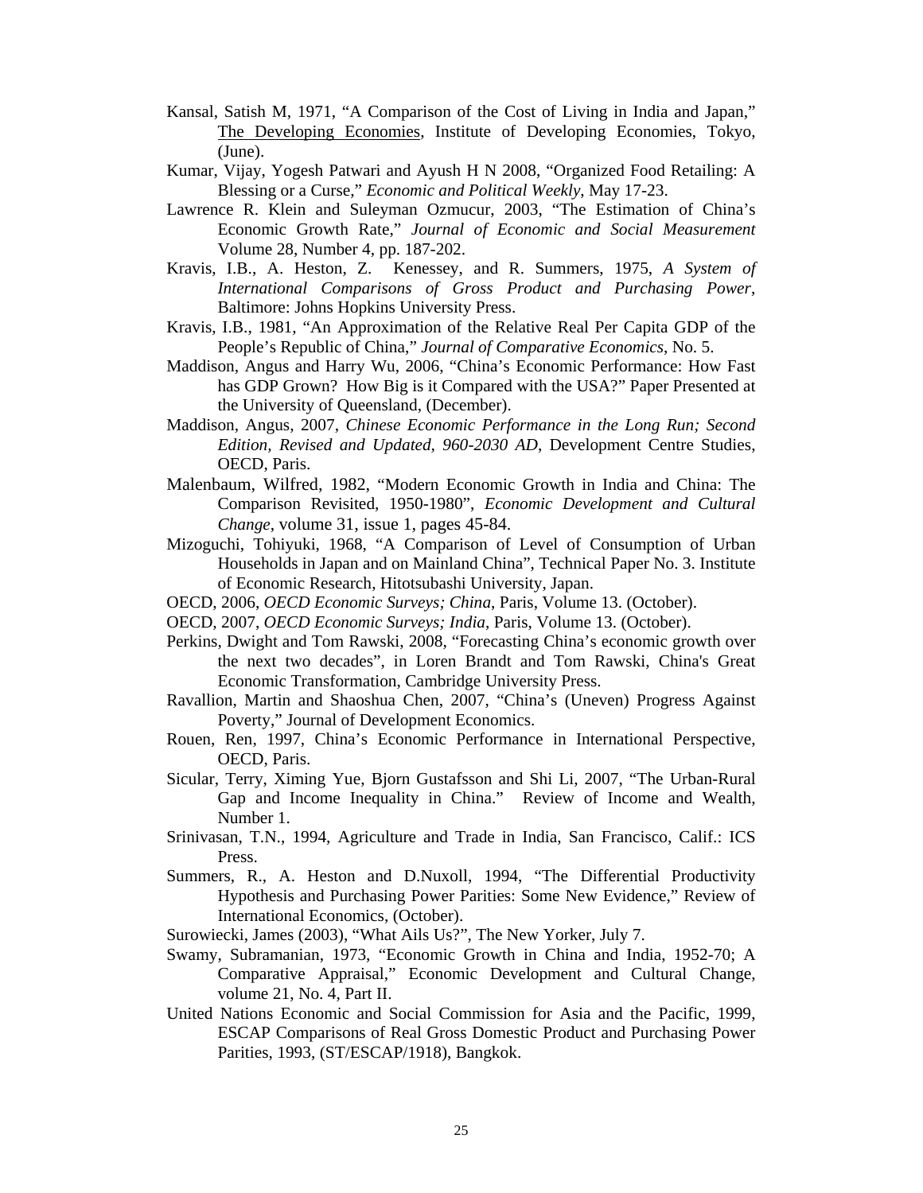Kansal, Satish M, 1971, "A Comparison of the Cost of Living in India and Japan," The Developing Economies, Institute of Developing Economies, Tokyo, (June).

Kumar, Vijay, Yogesh Patwari and Ayush H N 2008, "Organized Food Retailing: A Blessing or a Curse," *Economic and Political Weekly*, May 17-23.

Lawrence R. Klein and Suleyman Ozmucur, 2003, "The Estimation of China's Economic Growth Rate," *Journal of Economic and Social Measurement* Volume 28, Number 4, pp. 187-202.

Kravis, I.B., A. Heston, Z. Kenessey, and R. Summers, 1975, *A System of International Comparisons of Gross Product and Purchasing Power*, Baltimore: Johns Hopkins University Press.

Kravis, I.B., 1981, "An Approximation of the Relative Real Per Capita GDP of the People's Republic of China," *Journal of Comparative Economics*, No. 5.

Maddison, Angus and Harry Wu, 2006, "China's Economic Performance: How Fast has GDP Grown? How Big is it Compared with the USA?" Paper Presented at the University of Queensland, (December).

Maddison, Angus, 2007, *Chinese Economic Performance in the Long Run; Second Edition, Revised and Updated, 960-2030 AD*, Development Centre Studies, OECD, Paris.

Malenbaum, Wilfred, 1982, "Modern Economic Growth in India and China: The Comparison Revisited, 1950-1980", *Economic Development and Cultural Change*, volume 31, issue 1, pages 45-84.

Mizoguchi, Tohiyuki, 1968, "A Comparison of Level of Consumption of Urban Households in Japan and on Mainland China", Technical Paper No. 3. Institute of Economic Research, Hitotsubashi University, Japan.

OECD, 2006, *OECD Economic Surveys; China*, Paris, Volume 13. (October).

OECD, 2007, *OECD Economic Surveys; India*, Paris, Volume 13. (October).

Perkins, Dwight and Tom Rawski, 2008, "Forecasting China's economic growth over the next two decades", in Loren Brandt and Tom Rawski, China's Great Economic Transformation, Cambridge University Press.

Ravallion, Martin and Shaoshua Chen, 2007, "China's (Uneven) Progress Against Poverty," Journal of Development Economics.

Rouen, Ren, 1997, China's Economic Performance in International Perspective, OECD, Paris.

Sicular, Terry, Ximing Yue, Bjorn Gustafsson and Shi Li, 2007, "The Urban-Rural Gap and Income Inequality in China." Review of Income and Wealth, Number 1.

Srinivasan, T.N., 1994, Agriculture and Trade in India, San Francisco, Calif.: ICS Press.

Summers, R., A. Heston and D.Nuxoll, 1994, "The Differential Productivity Hypothesis and Purchasing Power Parities: Some New Evidence," Review of International Economics, (October).

Surowiecki, James (2003), "What Ails Us?", The New Yorker, July 7.

Swamy, Subramanian, 1973, "Economic Growth in China and India, 1952-70; A Comparative Appraisal," Economic Development and Cultural Change, volume 21, No. 4, Part II.

United Nations Economic and Social Commission for Asia and the Pacific, 1999, ESCAP Comparisons of Real Gross Domestic Product and Purchasing Power Parities, 1993, (ST/ESCAP/1918), Bangkok.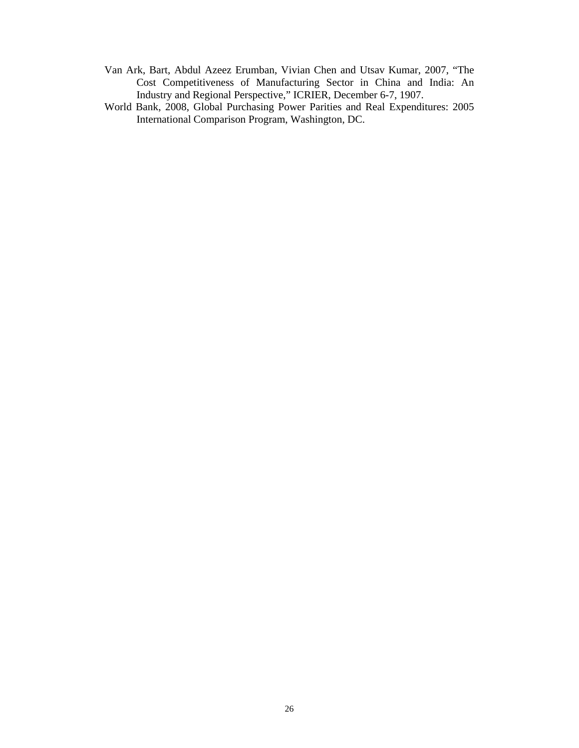Van Ark, Bart, Abdul Azeez Erumban, Vivian Chen and Utsav Kumar, 2007, "The Cost Competitiveness of Manufacturing Sector in China and India: An Industry and Regional Perspective," ICRIER, December 6-7, 1907.

World Bank, 2008, Global Purchasing Power Parities and Real Expenditures: 2005 International Comparison Program, Washington, DC.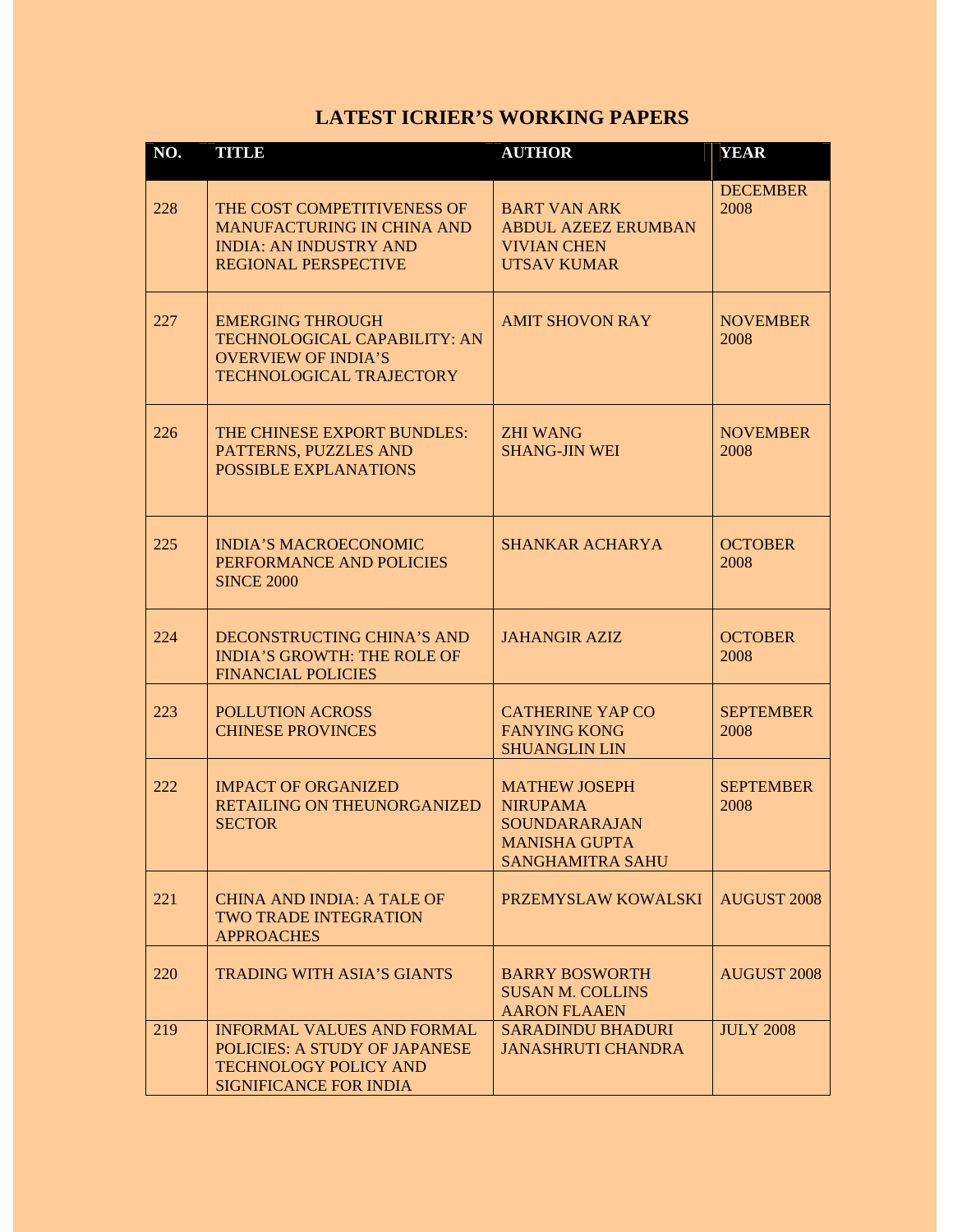## LATEST ICRIER'S WORKING PAPERS

| NO. | TITLE | AUTHOR | YEAR |
|---|---|---|---|
| 228 | THE COST COMPETITIVENESS OF MANUFACTURING IN CHINA AND INDIA: AN INDUSTRY AND REGIONAL PERSPECTIVE | BART VAN ARK<br>ABDUL AZEEZ ERUMBAN<br>VIVIAN CHEN<br>UTSAV KUMAR | DECEMBER 2008 |
| 227 | EMERGING THROUGH TECHNOLOGICAL CAPABILITY: AN OVERVIEW OF INDIA'S TECHNOLOGICAL TRAJECTORY | AMIT SHOVON RAY | NOVEMBER 2008 |
| 226 | THE CHINESE EXPORT BUNDLES: PATTERNS, PUZZLES AND POSSIBLE EXPLANATIONS | ZHI WANG<br>SHANG-JIN WEI | NOVEMBER 2008 |
| 225 | INDIA'S MACROECONOMIC PERFORMANCE AND POLICIES SINCE 2000 | SHANKAR ACHARYA | OCTOBER 2008 |
| 224 | DECONSTRUCTING CHINA'S AND INDIA'S GROWTH: THE ROLE OF FINANCIAL POLICIES | JAHANGIR AZIZ | OCTOBER 2008 |
| 223 | POLLUTION ACROSS CHINESE PROVINCES | CATHERINE YAP CO<br>FANYING KONG<br>SHUANGLIN LIN | SEPTEMBER 2008 |
| 222 | IMPACT OF ORGANIZED RETAILING ON THEUNORGANIZED SECTOR | MATHEW JOSEPH<br>NIRUPAMA SOUNDARARAJAN<br>MANISHA GUPTA<br>SANGHAMITRA SAHU | SEPTEMBER 2008 |
| 221 | CHINA AND INDIA: A TALE OF TWO TRADE INTEGRATION APPROACHES | PRZEMYSLAW KOWALSKI | AUGUST 2008 |
| 220 | TRADING WITH ASIA'S GIANTS | BARRY BOSWORTH<br>SUSAN M. COLLINS<br>AARON FLAAEN | AUGUST 2008 |
| 219 | INFORMAL VALUES AND FORMAL POLICIES: A STUDY OF JAPANESE TECHNOLOGY POLICY AND SIGNIFICANCE FOR INDIA | SARADINDU BHADURI<br>JANASHRUTI CHANDRA | JULY 2008 |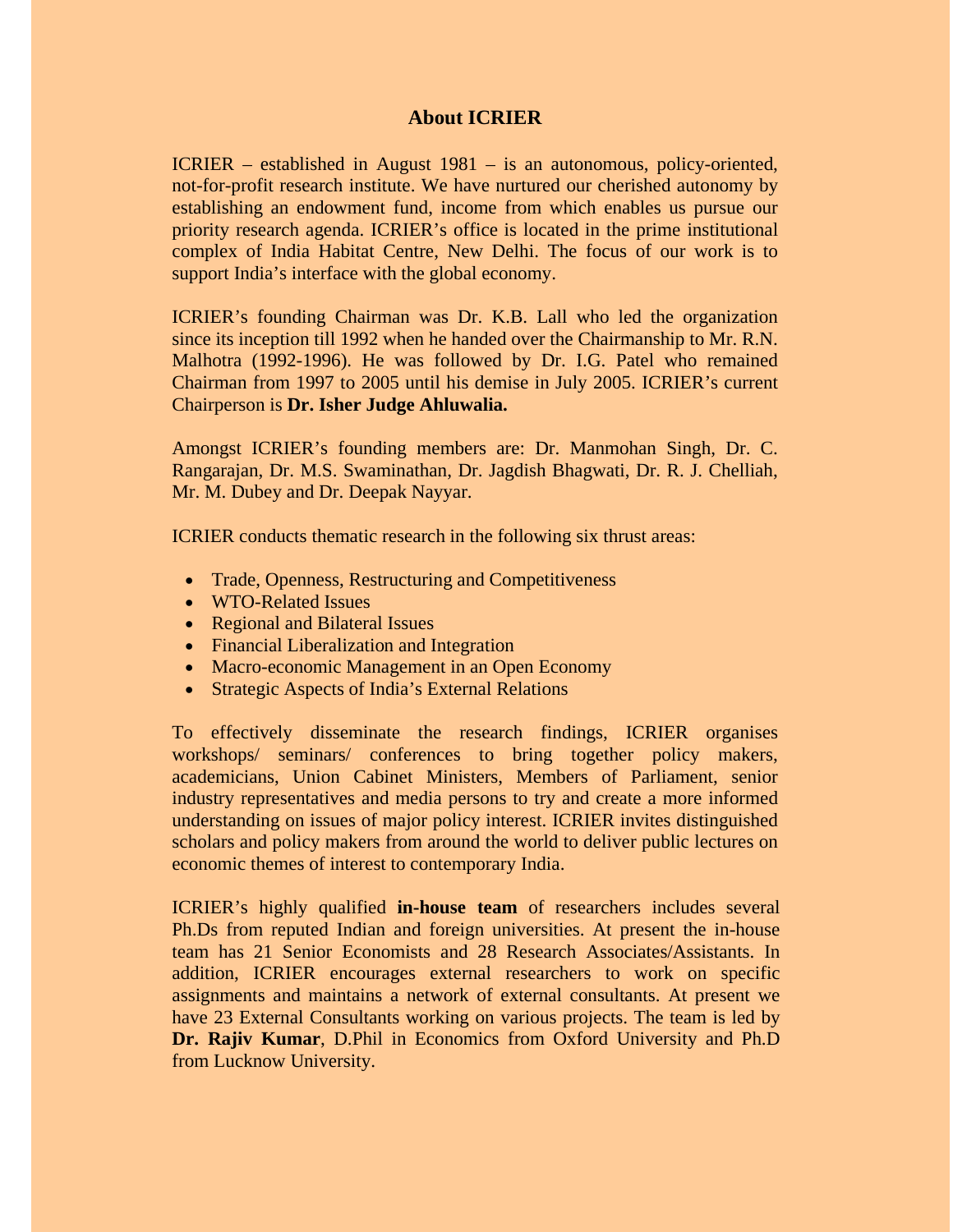## About ICRIER

ICRIER – established in August 1981 – is an autonomous, policy-oriented, not-for-profit research institute. We have nurtured our cherished autonomy by establishing an endowment fund, income from which enables us pursue our priority research agenda. ICRIER's office is located in the prime institutional complex of India Habitat Centre, New Delhi. The focus of our work is to support India's interface with the global economy.

ICRIER's founding Chairman was Dr. K.B. Lall who led the organization since its inception till 1992 when he handed over the Chairmanship to Mr. R.N. Malhotra (1992-1996). He was followed by Dr. I.G. Patel who remained Chairman from 1997 to 2005 until his demise in July 2005. ICRIER's current Chairperson is **Dr. Isher Judge Ahluwalia.**

Amongst ICRIER's founding members are: Dr. Manmohan Singh, Dr. C. Rangarajan, Dr. M.S. Swaminathan, Dr. Jagdish Bhagwati, Dr. R. J. Chelliah, Mr. M. Dubey and Dr. Deepak Nayyar.

ICRIER conducts thematic research in the following six thrust areas:

- Trade, Openness, Restructuring and Competitiveness
- WTO-Related Issues
- Regional and Bilateral Issues
- Financial Liberalization and Integration
- Macro-economic Management in an Open Economy
- Strategic Aspects of India's External Relations

To effectively disseminate the research findings, ICRIER organises workshops/ seminars/ conferences to bring together policy makers, academicians, Union Cabinet Ministers, Members of Parliament, senior industry representatives and media persons to try and create a more informed understanding on issues of major policy interest. ICRIER invites distinguished scholars and policy makers from around the world to deliver public lectures on economic themes of interest to contemporary India.

ICRIER's highly qualified **in-house team** of researchers includes several Ph.Ds from reputed Indian and foreign universities. At present the in-house team has 21 Senior Economists and 28 Research Associates/Assistants. In addition, ICRIER encourages external researchers to work on specific assignments and maintains a network of external consultants. At present we have 23 External Consultants working on various projects. The team is led by **Dr. Rajiv Kumar**, D.Phil in Economics from Oxford University and Ph.D from Lucknow University.